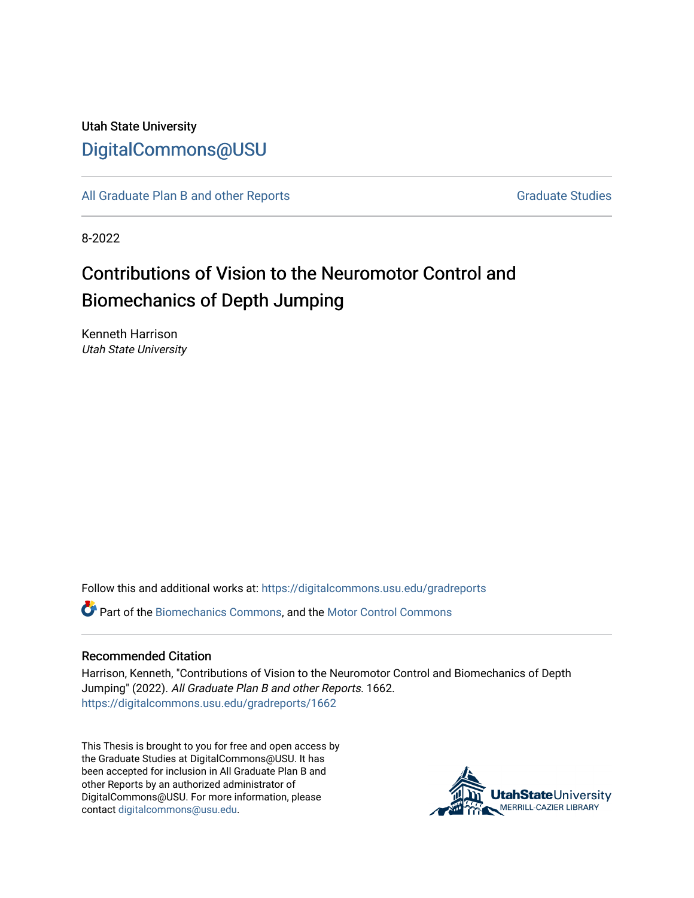Utah State University

DigitalCommons@USU

All Graduate Plan B and other Reports

Graduate Studies

8-2022

# Contributions of Vision to the Neuromotor Control and Biomechanics of Depth Jumping

Kenneth Harrison
*Utah State University*

Follow this and additional works at: https://digitalcommons.usu.edu/gradreports

Part of the Biomechanics Commons, and the Motor Control Commons

## Recommended Citation

Harrison, Kenneth, "Contributions of Vision to the Neuromotor Control and Biomechanics of Depth Jumping" (2022). *All Graduate Plan B and other Reports*. 1662.
https://digitalcommons.usu.edu/gradreports/1662

This Thesis is brought to you for free and open access by the Graduate Studies at DigitalCommons@USU. It has been accepted for inclusion in All Graduate Plan B and other Reports by an authorized administrator of DigitalCommons@USU. For more information, please contact digitalcommons@usu.edu.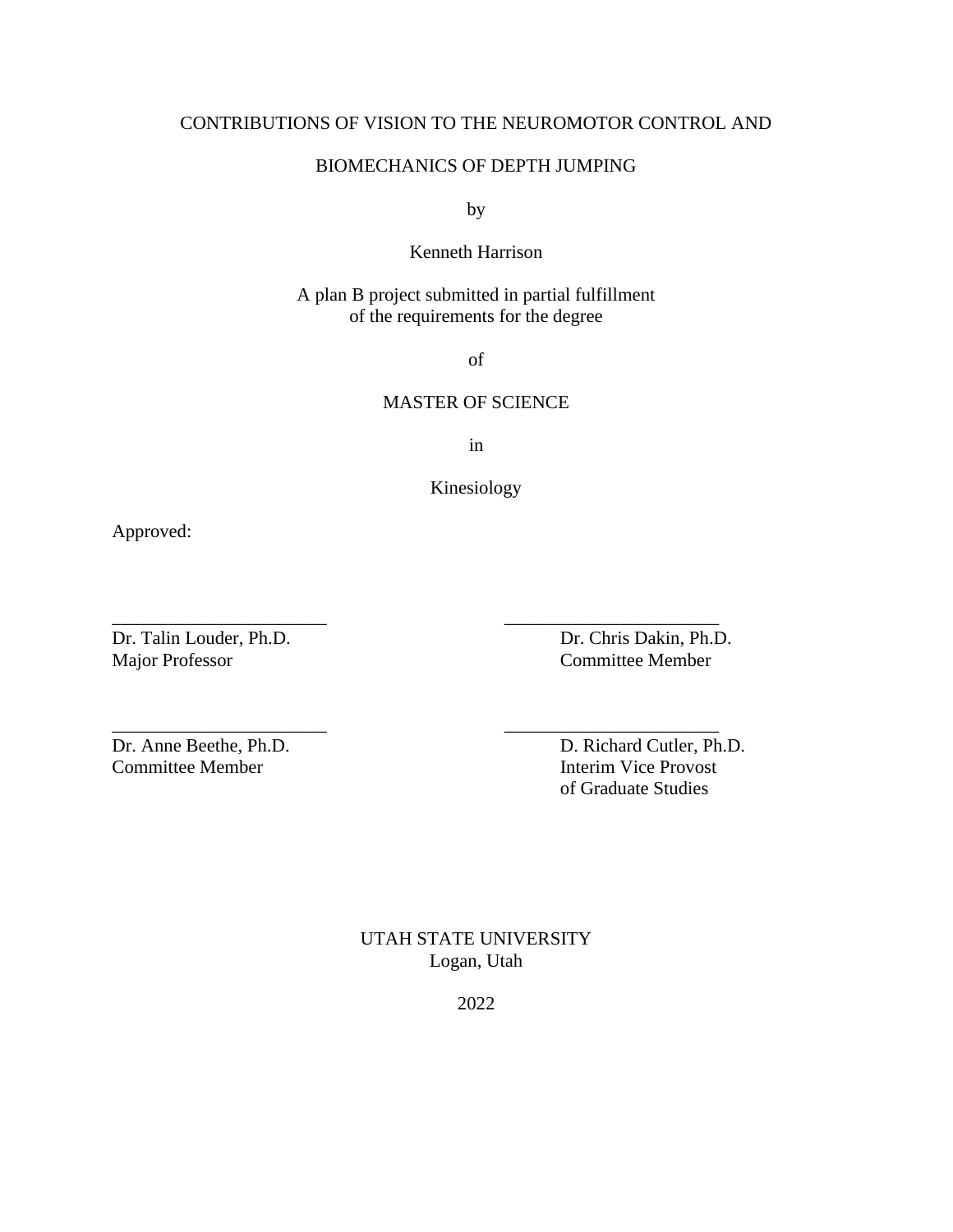CONTRIBUTIONS OF VISION TO THE NEUROMOTOR CONTROL AND

BIOMECHANICS OF DEPTH JUMPING

by

Kenneth Harrison

A plan B project submitted in partial fulfillment
of the requirements for the degree

of

MASTER OF SCIENCE

in

Kinesiology

Approved:

______________________
Dr. Talin Louder, Ph.D.
Major Professor

______________________
Dr. Chris Dakin, Ph.D.
Committee Member

______________________
Dr. Anne Beethe, Ph.D.
Committee Member

______________________
D. Richard Cutler, Ph.D.
Interim Vice Provost
of Graduate Studies

UTAH STATE UNIVERSITY
Logan, Utah

2022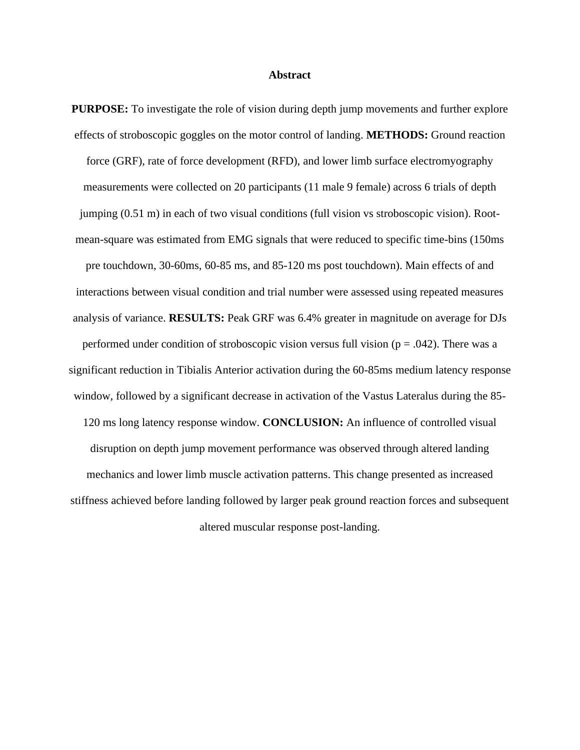# Abstract

**PURPOSE:** To investigate the role of vision during depth jump movements and further explore effects of stroboscopic goggles on the motor control of landing. **METHODS:** Ground reaction force (GRF), rate of force development (RFD), and lower limb surface electromyography measurements were collected on 20 participants (11 male 9 female) across 6 trials of depth jumping (0.51 m) in each of two visual conditions (full vision vs stroboscopic vision). Root-mean-square was estimated from EMG signals that were reduced to specific time-bins (150ms pre touchdown, 30-60ms, 60-85 ms, and 85-120 ms post touchdown). Main effects of and interactions between visual condition and trial number were assessed using repeated measures analysis of variance. **RESULTS:** Peak GRF was 6.4% greater in magnitude on average for DJs performed under condition of stroboscopic vision versus full vision ($p = .042$). There was a significant reduction in Tibialis Anterior activation during the 60-85ms medium latency response window, followed by a significant decrease in activation of the Vastus Lateralus during the 85-120 ms long latency response window. **CONCLUSION:** An influence of controlled visual disruption on depth jump movement performance was observed through altered landing mechanics and lower limb muscle activation patterns. This change presented as increased stiffness achieved before landing followed by larger peak ground reaction forces and subsequent altered muscular response post-landing.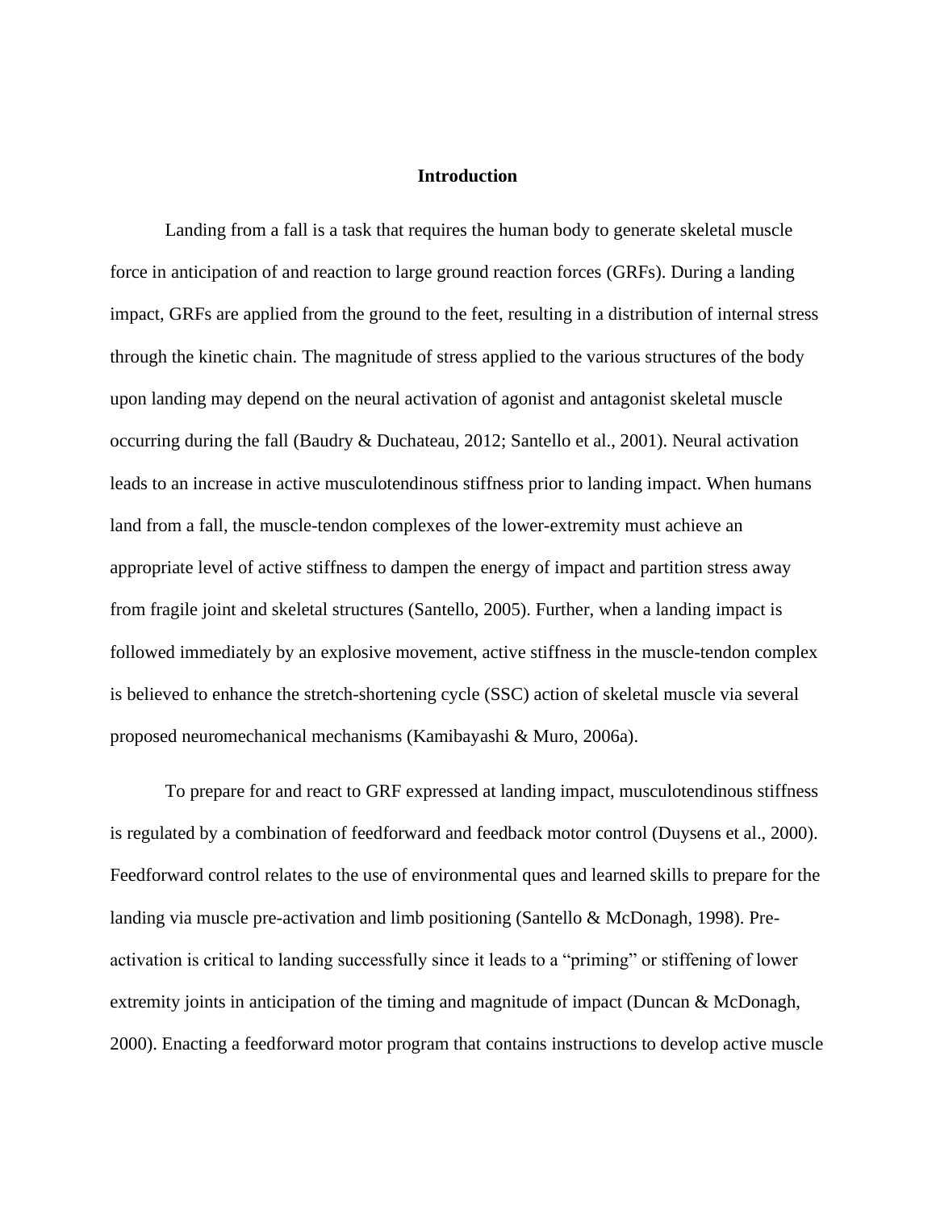# Introduction

Landing from a fall is a task that requires the human body to generate skeletal muscle force in anticipation of and reaction to large ground reaction forces (GRFs). During a landing impact, GRFs are applied from the ground to the feet, resulting in a distribution of internal stress through the kinetic chain. The magnitude of stress applied to the various structures of the body upon landing may depend on the neural activation of agonist and antagonist skeletal muscle occurring during the fall (Baudry & Duchateau, 2012; Santello et al., 2001). Neural activation leads to an increase in active musculotendinous stiffness prior to landing impact. When humans land from a fall, the muscle-tendon complexes of the lower-extremity must achieve an appropriate level of active stiffness to dampen the energy of impact and partition stress away from fragile joint and skeletal structures (Santello, 2005). Further, when a landing impact is followed immediately by an explosive movement, active stiffness in the muscle-tendon complex is believed to enhance the stretch-shortening cycle (SSC) action of skeletal muscle via several proposed neuromechanical mechanisms (Kamibayashi & Muro, 2006a).

To prepare for and react to GRF expressed at landing impact, musculotendinous stiffness is regulated by a combination of feedforward and feedback motor control (Duysens et al., 2000). Feedforward control relates to the use of environmental ques and learned skills to prepare for the landing via muscle pre-activation and limb positioning (Santello & McDonagh, 1998). Pre-activation is critical to landing successfully since it leads to a "priming" or stiffening of lower extremity joints in anticipation of the timing and magnitude of impact (Duncan & McDonagh, 2000). Enacting a feedforward motor program that contains instructions to develop active muscle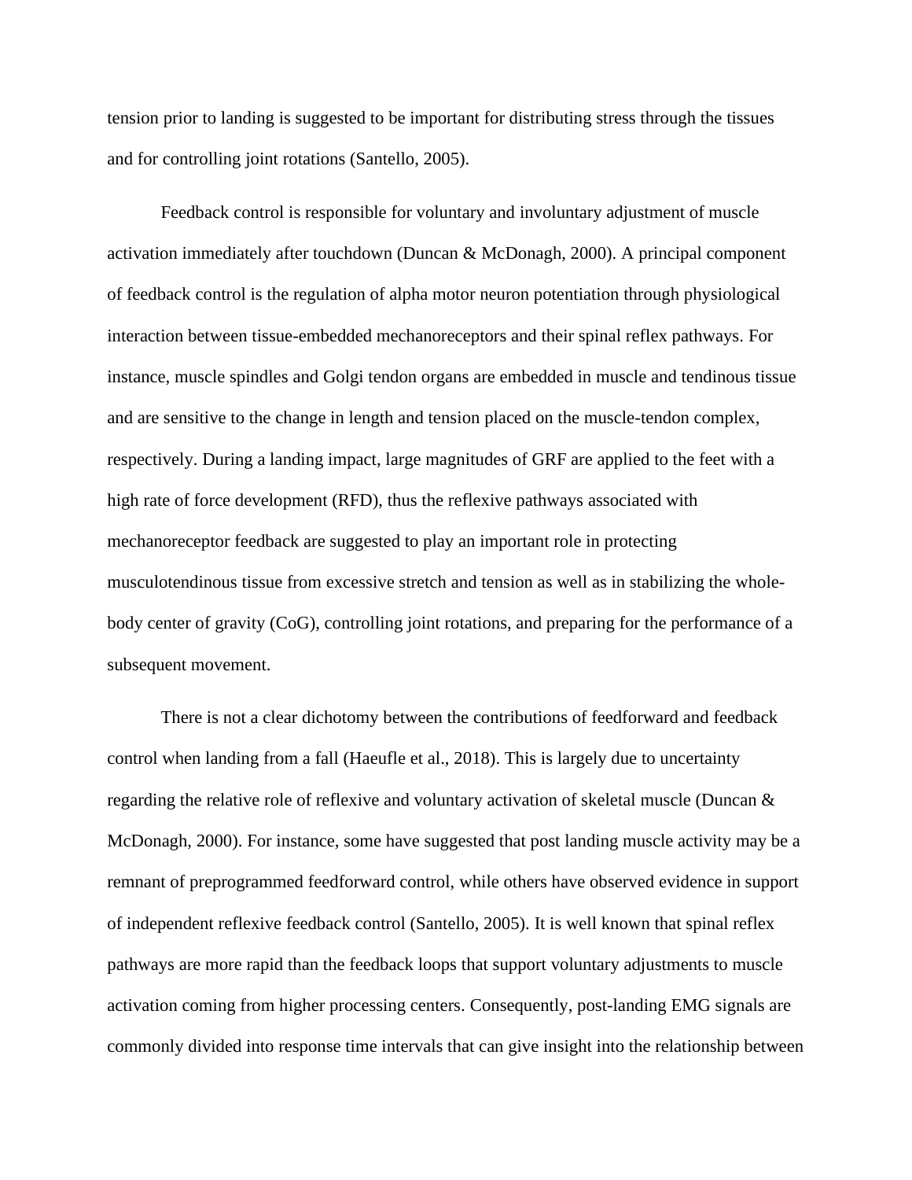tension prior to landing is suggested to be important for distributing stress through the tissues and for controlling joint rotations (Santello, 2005).

Feedback control is responsible for voluntary and involuntary adjustment of muscle activation immediately after touchdown (Duncan & McDonagh, 2000). A principal component of feedback control is the regulation of alpha motor neuron potentiation through physiological interaction between tissue-embedded mechanoreceptors and their spinal reflex pathways. For instance, muscle spindles and Golgi tendon organs are embedded in muscle and tendinous tissue and are sensitive to the change in length and tension placed on the muscle-tendon complex, respectively. During a landing impact, large magnitudes of GRF are applied to the feet with a high rate of force development (RFD), thus the reflexive pathways associated with mechanoreceptor feedback are suggested to play an important role in protecting musculotendinous tissue from excessive stretch and tension as well as in stabilizing the whole-body center of gravity (CoG), controlling joint rotations, and preparing for the performance of a subsequent movement.

There is not a clear dichotomy between the contributions of feedforward and feedback control when landing from a fall (Haeufle et al., 2018). This is largely due to uncertainty regarding the relative role of reflexive and voluntary activation of skeletal muscle (Duncan & McDonagh, 2000). For instance, some have suggested that post landing muscle activity may be a remnant of preprogrammed feedforward control, while others have observed evidence in support of independent reflexive feedback control (Santello, 2005). It is well known that spinal reflex pathways are more rapid than the feedback loops that support voluntary adjustments to muscle activation coming from higher processing centers. Consequently, post-landing EMG signals are commonly divided into response time intervals that can give insight into the relationship between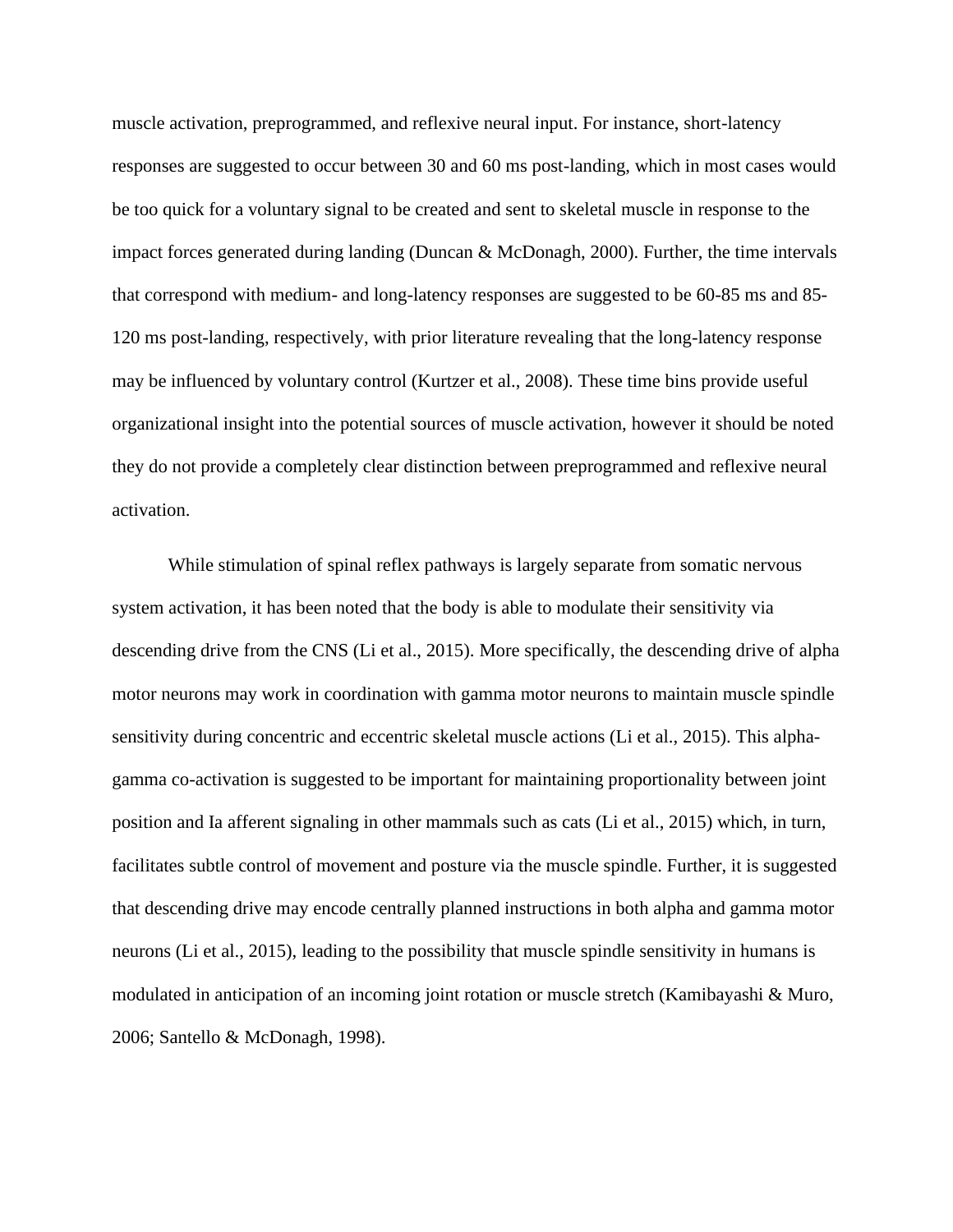muscle activation, preprogrammed, and reflexive neural input. For instance, short-latency responses are suggested to occur between 30 and 60 ms post-landing, which in most cases would be too quick for a voluntary signal to be created and sent to skeletal muscle in response to the impact forces generated during landing (Duncan & McDonagh, 2000). Further, the time intervals that correspond with medium- and long-latency responses are suggested to be 60-85 ms and 85-120 ms post-landing, respectively, with prior literature revealing that the long-latency response may be influenced by voluntary control (Kurtzer et al., 2008). These time bins provide useful organizational insight into the potential sources of muscle activation, however it should be noted they do not provide a completely clear distinction between preprogrammed and reflexive neural activation.

While stimulation of spinal reflex pathways is largely separate from somatic nervous system activation, it has been noted that the body is able to modulate their sensitivity via descending drive from the CNS (Li et al., 2015). More specifically, the descending drive of alpha motor neurons may work in coordination with gamma motor neurons to maintain muscle spindle sensitivity during concentric and eccentric skeletal muscle actions (Li et al., 2015). This alpha-gamma co-activation is suggested to be important for maintaining proportionality between joint position and Ia afferent signaling in other mammals such as cats (Li et al., 2015) which, in turn, facilitates subtle control of movement and posture via the muscle spindle. Further, it is suggested that descending drive may encode centrally planned instructions in both alpha and gamma motor neurons (Li et al., 2015), leading to the possibility that muscle spindle sensitivity in humans is modulated in anticipation of an incoming joint rotation or muscle stretch (Kamibayashi & Muro, 2006; Santello & McDonagh, 1998).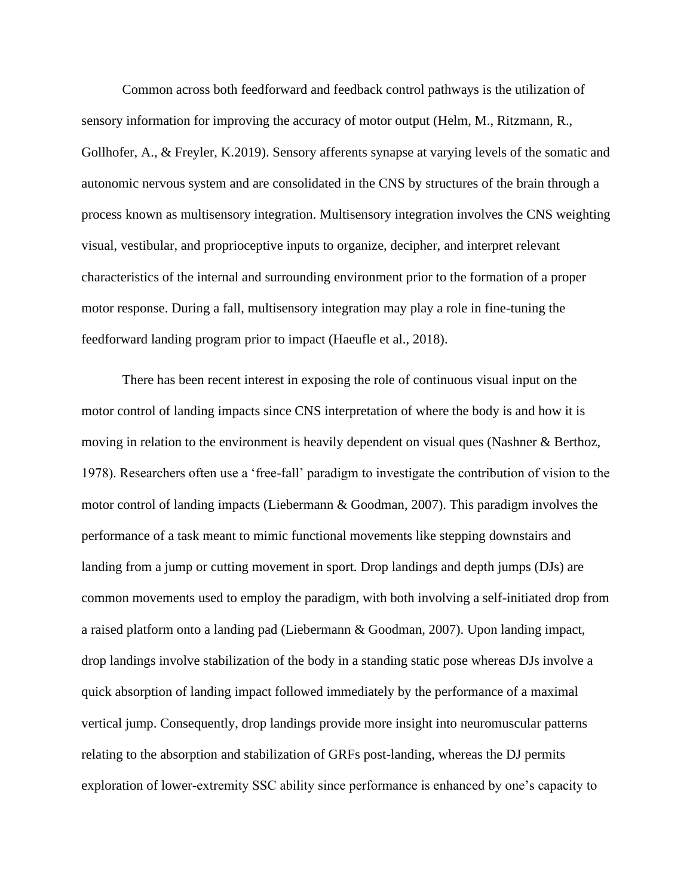Common across both feedforward and feedback control pathways is the utilization of sensory information for improving the accuracy of motor output (Helm, M., Ritzmann, R., Gollhofer, A., & Freyler, K.2019). Sensory afferents synapse at varying levels of the somatic and autonomic nervous system and are consolidated in the CNS by structures of the brain through a process known as multisensory integration. Multisensory integration involves the CNS weighting visual, vestibular, and proprioceptive inputs to organize, decipher, and interpret relevant characteristics of the internal and surrounding environment prior to the formation of a proper motor response. During a fall, multisensory integration may play a role in fine-tuning the feedforward landing program prior to impact (Haeufle et al., 2018).

There has been recent interest in exposing the role of continuous visual input on the motor control of landing impacts since CNS interpretation of where the body is and how it is moving in relation to the environment is heavily dependent on visual ques (Nashner & Berthoz, 1978). Researchers often use a 'free-fall' paradigm to investigate the contribution of vision to the motor control of landing impacts (Liebermann & Goodman, 2007). This paradigm involves the performance of a task meant to mimic functional movements like stepping downstairs and landing from a jump or cutting movement in sport. Drop landings and depth jumps (DJs) are common movements used to employ the paradigm, with both involving a self-initiated drop from a raised platform onto a landing pad (Liebermann & Goodman, 2007). Upon landing impact, drop landings involve stabilization of the body in a standing static pose whereas DJs involve a quick absorption of landing impact followed immediately by the performance of a maximal vertical jump. Consequently, drop landings provide more insight into neuromuscular patterns relating to the absorption and stabilization of GRFs post-landing, whereas the DJ permits exploration of lower-extremity SSC ability since performance is enhanced by one's capacity to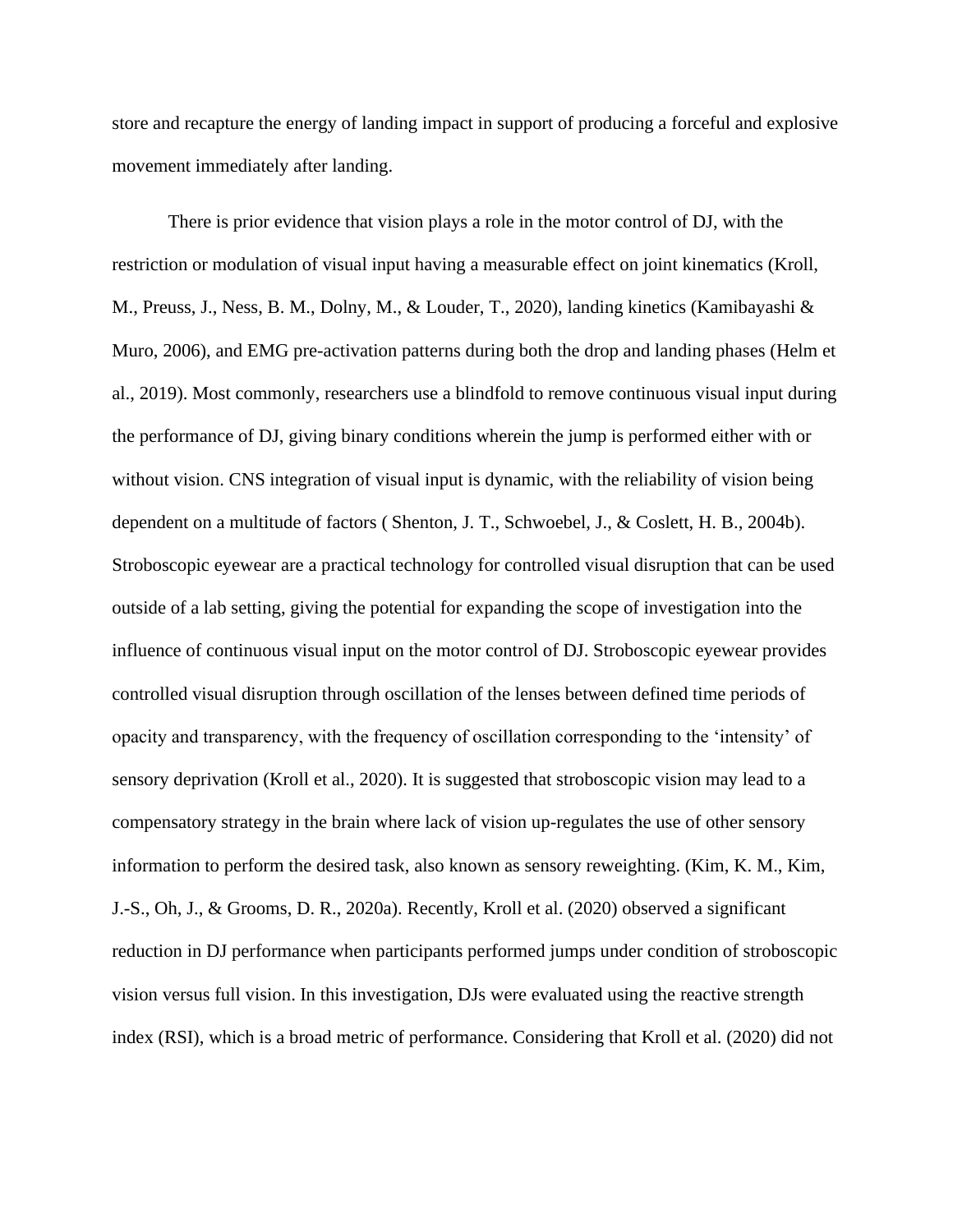store and recapture the energy of landing impact in support of producing a forceful and explosive movement immediately after landing.

There is prior evidence that vision plays a role in the motor control of DJ, with the restriction or modulation of visual input having a measurable effect on joint kinematics (Kroll, M., Preuss, J., Ness, B. M., Dolny, M., & Louder, T., 2020), landing kinetics (Kamibayashi & Muro, 2006), and EMG pre-activation patterns during both the drop and landing phases (Helm et al., 2019). Most commonly, researchers use a blindfold to remove continuous visual input during the performance of DJ, giving binary conditions wherein the jump is performed either with or without vision. CNS integration of visual input is dynamic, with the reliability of vision being dependent on a multitude of factors ( Shenton, J. T., Schwoebel, J., & Coslett, H. B., 2004b). Stroboscopic eyewear are a practical technology for controlled visual disruption that can be used outside of a lab setting, giving the potential for expanding the scope of investigation into the influence of continuous visual input on the motor control of DJ. Stroboscopic eyewear provides controlled visual disruption through oscillation of the lenses between defined time periods of opacity and transparency, with the frequency of oscillation corresponding to the 'intensity' of sensory deprivation (Kroll et al., 2020). It is suggested that stroboscopic vision may lead to a compensatory strategy in the brain where lack of vision up-regulates the use of other sensory information to perform the desired task, also known as sensory reweighting. (Kim, K. M., Kim, J.-S., Oh, J., & Grooms, D. R., 2020a). Recently, Kroll et al. (2020) observed a significant reduction in DJ performance when participants performed jumps under condition of stroboscopic vision versus full vision. In this investigation, DJs were evaluated using the reactive strength index (RSI), which is a broad metric of performance. Considering that Kroll et al. (2020) did not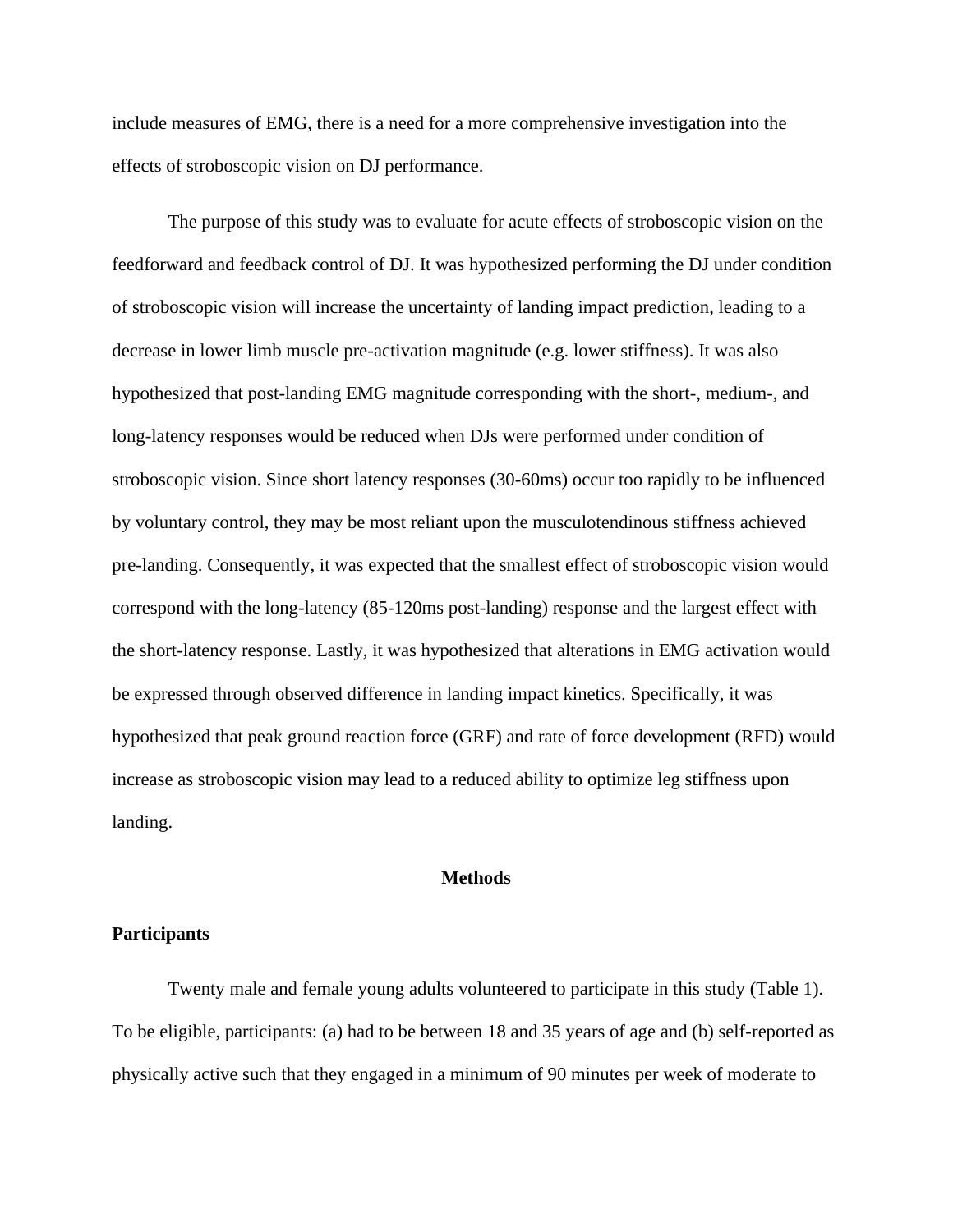include measures of EMG, there is a need for a more comprehensive investigation into the effects of stroboscopic vision on DJ performance.

The purpose of this study was to evaluate for acute effects of stroboscopic vision on the feedforward and feedback control of DJ. It was hypothesized performing the DJ under condition of stroboscopic vision will increase the uncertainty of landing impact prediction, leading to a decrease in lower limb muscle pre-activation magnitude (e.g. lower stiffness). It was also hypothesized that post-landing EMG magnitude corresponding with the short-, medium-, and long-latency responses would be reduced when DJs were performed under condition of stroboscopic vision. Since short latency responses (30-60ms) occur too rapidly to be influenced by voluntary control, they may be most reliant upon the musculotendinous stiffness achieved pre-landing. Consequently, it was expected that the smallest effect of stroboscopic vision would correspond with the long-latency (85-120ms post-landing) response and the largest effect with the short-latency response. Lastly, it was hypothesized that alterations in EMG activation would be expressed through observed difference in landing impact kinetics. Specifically, it was hypothesized that peak ground reaction force (GRF) and rate of force development (RFD) would increase as stroboscopic vision may lead to a reduced ability to optimize leg stiffness upon landing.

## Methods

### Participants

Twenty male and female young adults volunteered to participate in this study (Table 1). To be eligible, participants: (a) had to be between 18 and 35 years of age and (b) self-reported as physically active such that they engaged in a minimum of 90 minutes per week of moderate to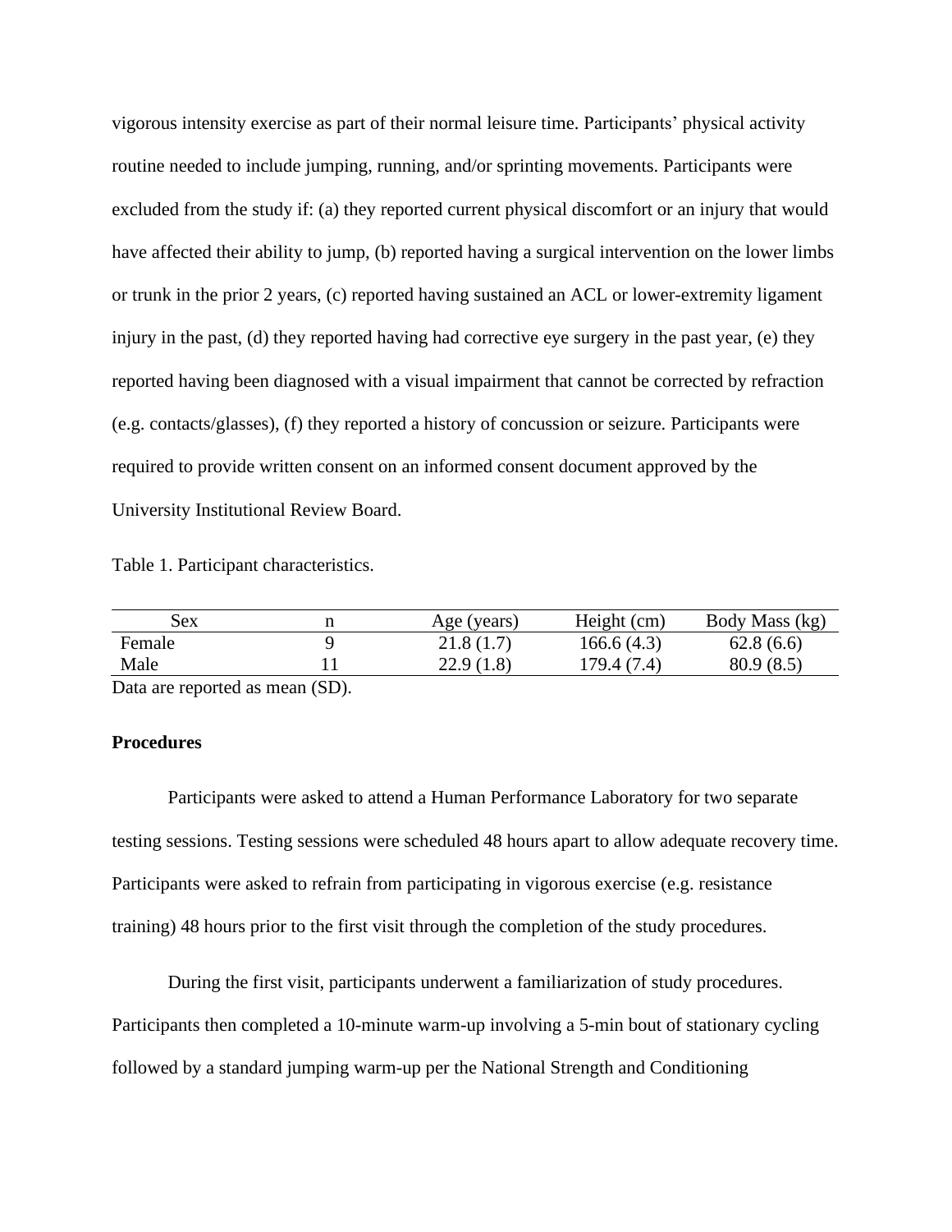vigorous intensity exercise as part of their normal leisure time. Participants' physical activity routine needed to include jumping, running, and/or sprinting movements. Participants were excluded from the study if: (a) they reported current physical discomfort or an injury that would have affected their ability to jump, (b) reported having a surgical intervention on the lower limbs or trunk in the prior 2 years, (c) reported having sustained an ACL or lower-extremity ligament injury in the past, (d) they reported having had corrective eye surgery in the past year, (e) they reported having been diagnosed with a visual impairment that cannot be corrected by refraction (e.g. contacts/glasses), (f) they reported a history of concussion or seizure. Participants were required to provide written consent on an informed consent document approved by the University Institutional Review Board.

Table 1. Participant characteristics.

| Sex | n | Age (years) | Height (cm) | Body Mass (kg) |
|---|---|---|---|---|
| Female | 9 | 21.8 (1.7) | 166.6 (4.3) | 62.8 (6.6) |
| Male | 11 | 22.9 (1.8) | 179.4 (7.4) | 80.9 (8.5) |

Data are reported as mean (SD).

**Procedures**

Participants were asked to attend a Human Performance Laboratory for two separate testing sessions. Testing sessions were scheduled 48 hours apart to allow adequate recovery time. Participants were asked to refrain from participating in vigorous exercise (e.g. resistance training) 48 hours prior to the first visit through the completion of the study procedures.

During the first visit, participants underwent a familiarization of study procedures. Participants then completed a 10-minute warm-up involving a 5-min bout of stationary cycling followed by a standard jumping warm-up per the National Strength and Conditioning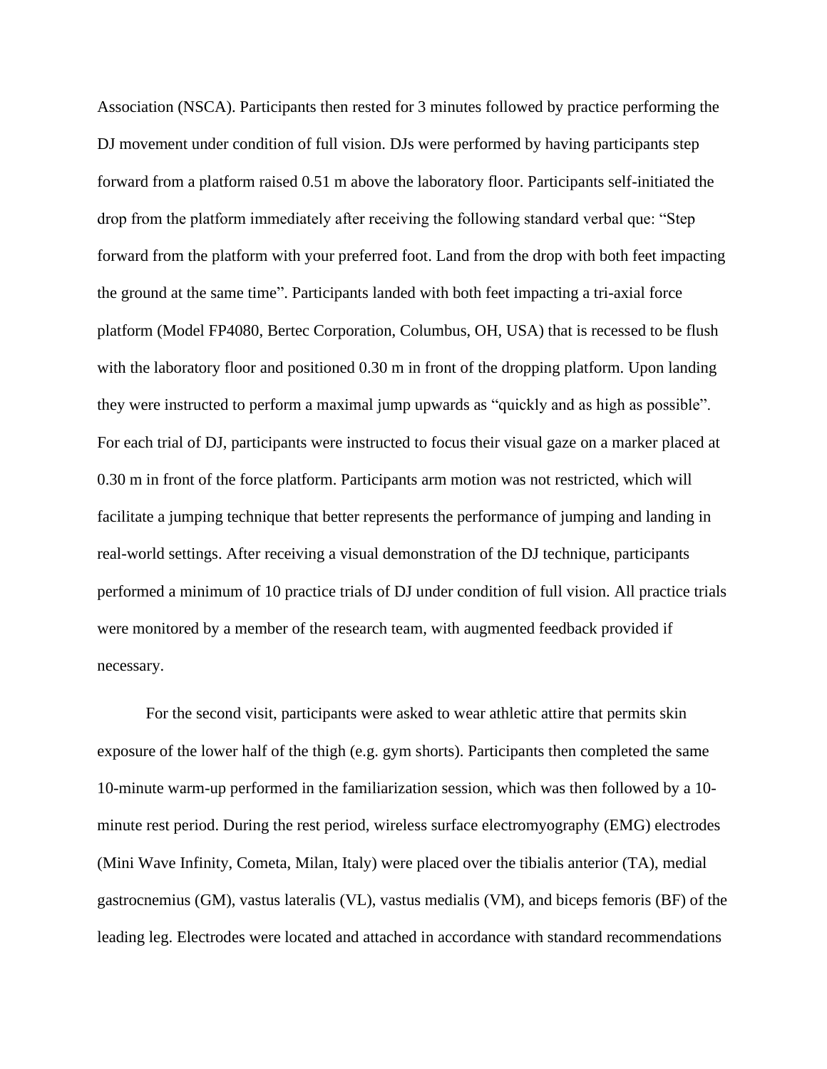Association (NSCA). Participants then rested for 3 minutes followed by practice performing the DJ movement under condition of full vision. DJs were performed by having participants step forward from a platform raised 0.51 m above the laboratory floor. Participants self-initiated the drop from the platform immediately after receiving the following standard verbal que: "Step forward from the platform with your preferred foot. Land from the drop with both feet impacting the ground at the same time". Participants landed with both feet impacting a tri-axial force platform (Model FP4080, Bertec Corporation, Columbus, OH, USA) that is recessed to be flush with the laboratory floor and positioned 0.30 m in front of the dropping platform. Upon landing they were instructed to perform a maximal jump upwards as "quickly and as high as possible". For each trial of DJ, participants were instructed to focus their visual gaze on a marker placed at 0.30 m in front of the force platform. Participants arm motion was not restricted, which will facilitate a jumping technique that better represents the performance of jumping and landing in real-world settings. After receiving a visual demonstration of the DJ technique, participants performed a minimum of 10 practice trials of DJ under condition of full vision. All practice trials were monitored by a member of the research team, with augmented feedback provided if necessary.

For the second visit, participants were asked to wear athletic attire that permits skin exposure of the lower half of the thigh (e.g. gym shorts). Participants then completed the same 10-minute warm-up performed in the familiarization session, which was then followed by a 10-minute rest period. During the rest period, wireless surface electromyography (EMG) electrodes (Mini Wave Infinity, Cometa, Milan, Italy) were placed over the tibialis anterior (TA), medial gastrocnemius (GM), vastus lateralis (VL), vastus medialis (VM), and biceps femoris (BF) of the leading leg. Electrodes were located and attached in accordance with standard recommendations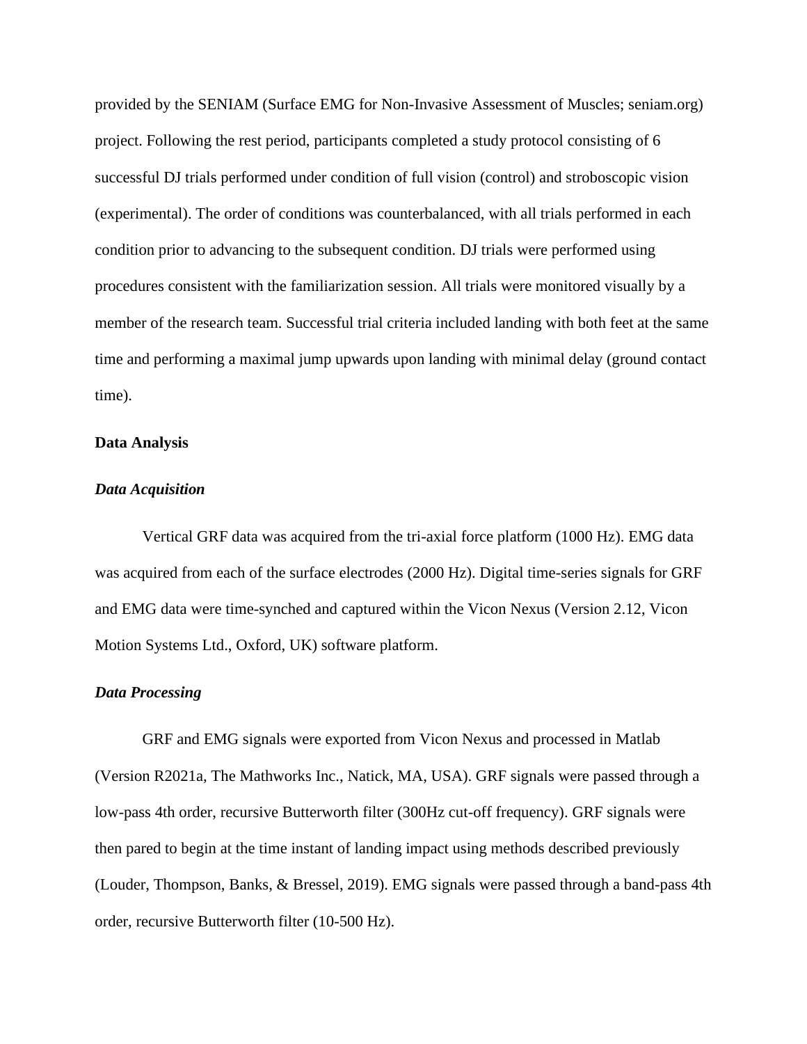provided by the SENIAM (Surface EMG for Non-Invasive Assessment of Muscles; seniam.org) project. Following the rest period, participants completed a study protocol consisting of 6 successful DJ trials performed under condition of full vision (control) and stroboscopic vision (experimental). The order of conditions was counterbalanced, with all trials performed in each condition prior to advancing to the subsequent condition. DJ trials were performed using procedures consistent with the familiarization session. All trials were monitored visually by a member of the research team. Successful trial criteria included landing with both feet at the same time and performing a maximal jump upwards upon landing with minimal delay (ground contact time).

**Data Analysis**

***Data Acquisition***

Vertical GRF data was acquired from the tri-axial force platform (1000 Hz). EMG data was acquired from each of the surface electrodes (2000 Hz). Digital time-series signals for GRF and EMG data were time-synched and captured within the Vicon Nexus (Version 2.12, Vicon Motion Systems Ltd., Oxford, UK) software platform.

***Data Processing***

GRF and EMG signals were exported from Vicon Nexus and processed in Matlab (Version R2021a, The Mathworks Inc., Natick, MA, USA). GRF signals were passed through a low-pass 4th order, recursive Butterworth filter (300Hz cut-off frequency). GRF signals were then pared to begin at the time instant of landing impact using methods described previously (Louder, Thompson, Banks, & Bressel, 2019). EMG signals were passed through a band-pass 4th order, recursive Butterworth filter (10-500 Hz).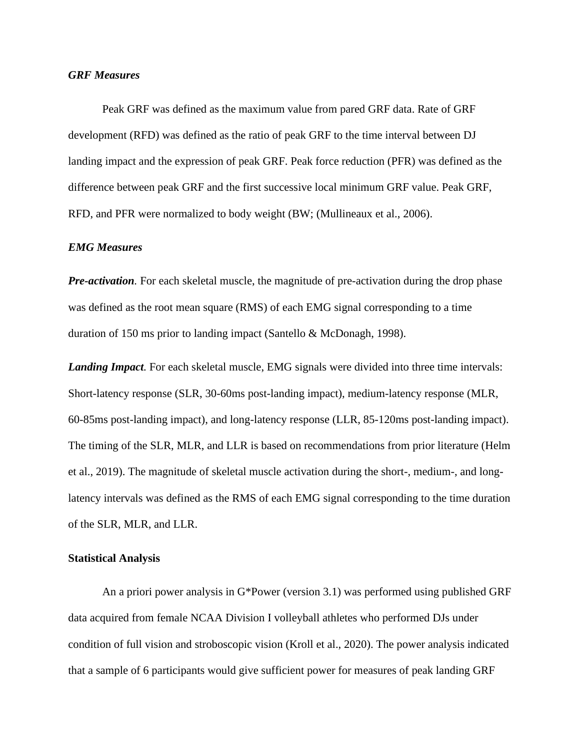### *GRF Measures*

Peak GRF was defined as the maximum value from pared GRF data. Rate of GRF development (RFD) was defined as the ratio of peak GRF to the time interval between DJ landing impact and the expression of peak GRF. Peak force reduction (PFR) was defined as the difference between peak GRF and the first successive local minimum GRF value. Peak GRF, RFD, and PFR were normalized to body weight (BW; (Mullineaux et al., 2006).

### *EMG Measures*

***Pre-activation***. For each skeletal muscle, the magnitude of pre-activation during the drop phase was defined as the root mean square (RMS) of each EMG signal corresponding to a time duration of 150 ms prior to landing impact (Santello & McDonagh, 1998).

***Landing Impact***. For each skeletal muscle, EMG signals were divided into three time intervals: Short-latency response (SLR, 30-60ms post-landing impact), medium-latency response (MLR, 60-85ms post-landing impact), and long-latency response (LLR, 85-120ms post-landing impact). The timing of the SLR, MLR, and LLR is based on recommendations from prior literature (Helm et al., 2019). The magnitude of skeletal muscle activation during the short-, medium-, and long-latency intervals was defined as the RMS of each EMG signal corresponding to the time duration of the SLR, MLR, and LLR.

## Statistical Analysis

An a priori power analysis in G*Power (version 3.1) was performed using published GRF data acquired from female NCAA Division I volleyball athletes who performed DJs under condition of full vision and stroboscopic vision (Kroll et al., 2020). The power analysis indicated that a sample of 6 participants would give sufficient power for measures of peak landing GRF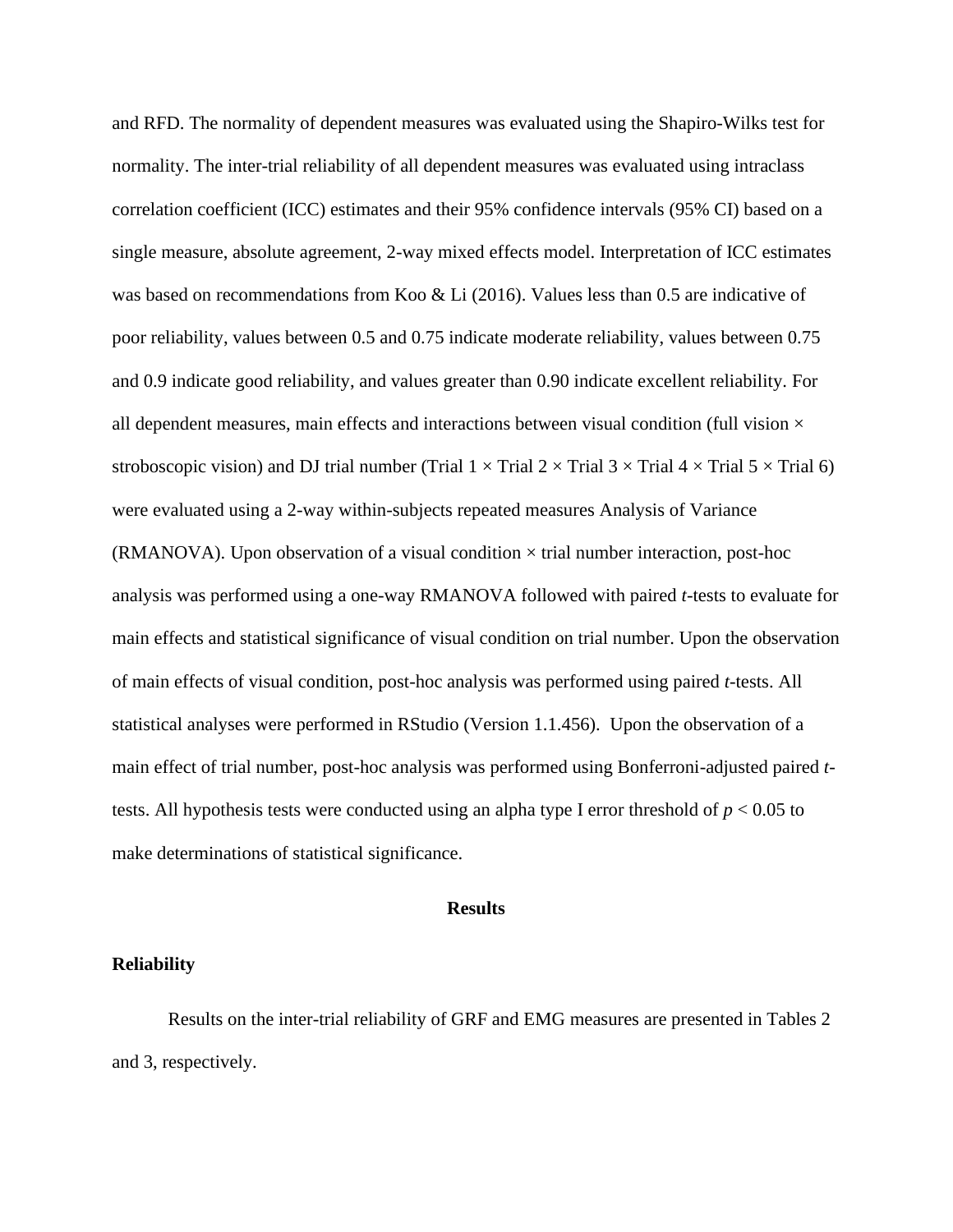and RFD. The normality of dependent measures was evaluated using the Shapiro-Wilks test for normality. The inter-trial reliability of all dependent measures was evaluated using intraclass correlation coefficient (ICC) estimates and their 95% confidence intervals (95% CI) based on a single measure, absolute agreement, 2-way mixed effects model. Interpretation of ICC estimates was based on recommendations from Koo & Li (2016). Values less than 0.5 are indicative of poor reliability, values between 0.5 and 0.75 indicate moderate reliability, values between 0.75 and 0.9 indicate good reliability, and values greater than 0.90 indicate excellent reliability. For all dependent measures, main effects and interactions between visual condition (full vision × stroboscopic vision) and DJ trial number (Trial 1 × Trial 2 × Trial 3 × Trial 4 × Trial 5 × Trial 6) were evaluated using a 2-way within-subjects repeated measures Analysis of Variance (RMANOVA). Upon observation of a visual condition × trial number interaction, post-hoc analysis was performed using a one-way RMANOVA followed with paired *t*-tests to evaluate for main effects and statistical significance of visual condition on trial number. Upon the observation of main effects of visual condition, post-hoc analysis was performed using paired *t*-tests. All statistical analyses were performed in RStudio (Version 1.1.456). Upon the observation of a main effect of trial number, post-hoc analysis was performed using Bonferroni-adjusted paired *t*-tests. All hypothesis tests were conducted using an alpha type I error threshold of $p < 0.05$ to make determinations of statistical significance.

## Results

### Reliability

Results on the inter-trial reliability of GRF and EMG measures are presented in Tables 2 and 3, respectively.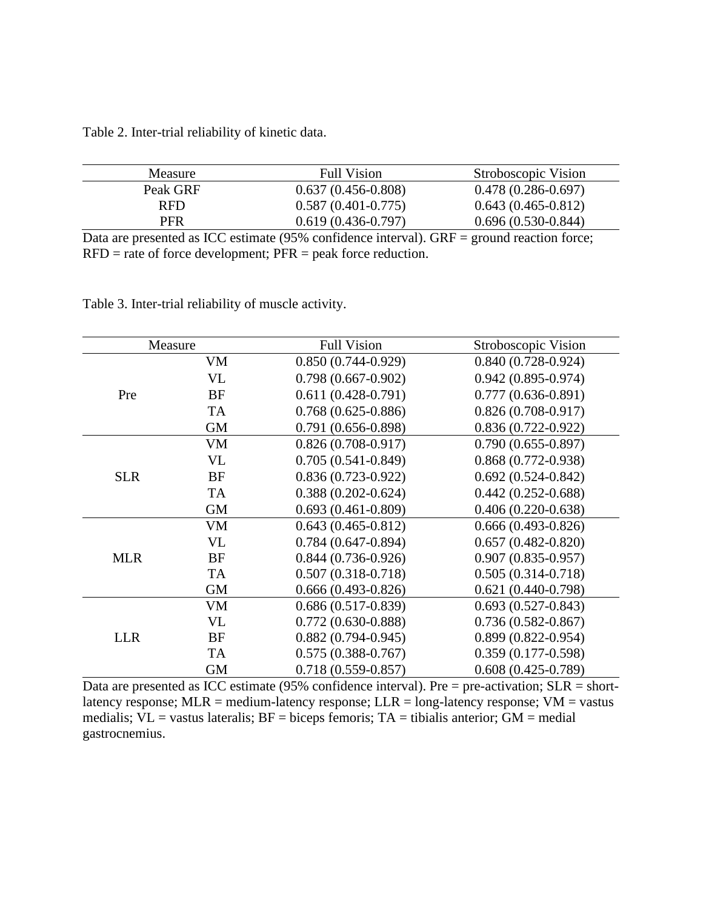Table 2. Inter-trial reliability of kinetic data.

| Measure | Full Vision | Stroboscopic Vision |
|---|---|---|
| Peak GRF | 0.637 (0.456-0.808) | 0.478 (0.286-0.697) |
| RFD | 0.587 (0.401-0.775) | 0.643 (0.465-0.812) |
| PFR | 0.619 (0.436-0.797) | 0.696 (0.530-0.844) |

Data are presented as ICC estimate (95% confidence interval). GRF = ground reaction force; RFD = rate of force development; PFR = peak force reduction.

Table 3. Inter-trial reliability of muscle activity.

| Measure | | Full Vision | Stroboscopic Vision |
|---|---|---|---|
| Pre | VM | 0.850 (0.744-0.929) | 0.840 (0.728-0.924) |
| | VL | 0.798 (0.667-0.902) | 0.942 (0.895-0.974) |
| | BF | 0.611 (0.428-0.791) | 0.777 (0.636-0.891) |
| | TA | 0.768 (0.625-0.886) | 0.826 (0.708-0.917) |
| | GM | 0.791 (0.656-0.898) | 0.836 (0.722-0.922) |
| SLR | VM | 0.826 (0.708-0.917) | 0.790 (0.655-0.897) |
| | VL | 0.705 (0.541-0.849) | 0.868 (0.772-0.938) |
| | BF | 0.836 (0.723-0.922) | 0.692 (0.524-0.842) |
| | TA | 0.388 (0.202-0.624) | 0.442 (0.252-0.688) |
| | GM | 0.693 (0.461-0.809) | 0.406 (0.220-0.638) |
| MLR | VM | 0.643 (0.465-0.812) | 0.666 (0.493-0.826) |
| | VL | 0.784 (0.647-0.894) | 0.657 (0.482-0.820) |
| | BF | 0.844 (0.736-0.926) | 0.907 (0.835-0.957) |
| | TA | 0.507 (0.318-0.718) | 0.505 (0.314-0.718) |
| | GM | 0.666 (0.493-0.826) | 0.621 (0.440-0.798) |
| LLR | VM | 0.686 (0.517-0.839) | 0.693 (0.527-0.843) |
| | VL | 0.772 (0.630-0.888) | 0.736 (0.582-0.867) |
| | BF | 0.882 (0.794-0.945) | 0.899 (0.822-0.954) |
| | TA | 0.575 (0.388-0.767) | 0.359 (0.177-0.598) |
| | GM | 0.718 (0.559-0.857) | 0.608 (0.425-0.789) |

Data are presented as ICC estimate (95% confidence interval). Pre = pre-activation; SLR = short-latency response; MLR = medium-latency response; LLR = long-latency response; VM = vastus medialis; VL = vastus lateralis; BF = biceps femoris; TA = tibialis anterior; GM = medial gastrocnemius.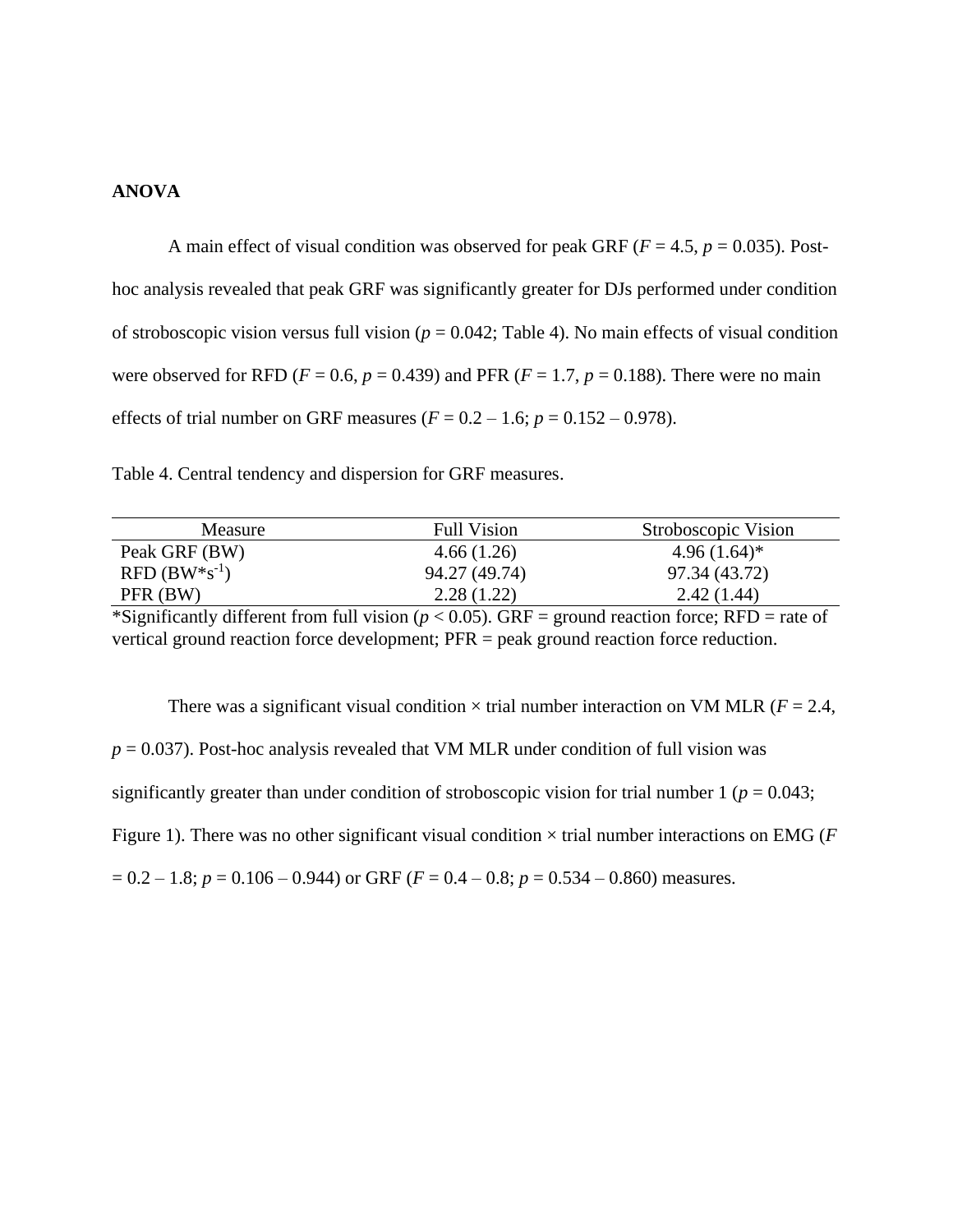**ANOVA**

A main effect of visual condition was observed for peak GRF ($F = 4.5$, $p = 0.035$). Post-hoc analysis revealed that peak GRF was significantly greater for DJs performed under condition of stroboscopic vision versus full vision ($p = 0.042$; Table 4). No main effects of visual condition were observed for RFD ($F = 0.6$, $p = 0.439$) and PFR ($F = 1.7$, $p = 0.188$). There were no main effects of trial number on GRF measures ($F = 0.2 – 1.6$; $p = 0.152 – 0.978$).

Table 4. Central tendency and dispersion for GRF measures.

| Measure | Full Vision | Stroboscopic Vision |
|---|---|---|
| Peak GRF (BW) | 4.66 (1.26) | 4.96 (1.64)* |
| RFD ($BW*s^{-1}$) | 94.27 (49.74) | 97.34 (43.72) |
| PFR (BW) | 2.28 (1.22) | 2.42 (1.44) |

*Significantly different from full vision ($p < 0.05$). GRF = ground reaction force; RFD = rate of vertical ground reaction force development; PFR = peak ground reaction force reduction.

There was a significant visual condition × trial number interaction on VM MLR ($F = 2.4$, $p = 0.037$). Post-hoc analysis revealed that VM MLR under condition of full vision was significantly greater than under condition of stroboscopic vision for trial number 1 ($p = 0.043$; Figure 1). There was no other significant visual condition × trial number interactions on EMG ($F = 0.2 – 1.8$; $p = 0.106 – 0.944$) or GRF ($F = 0.4 – 0.8$; $p = 0.534 – 0.860$) measures.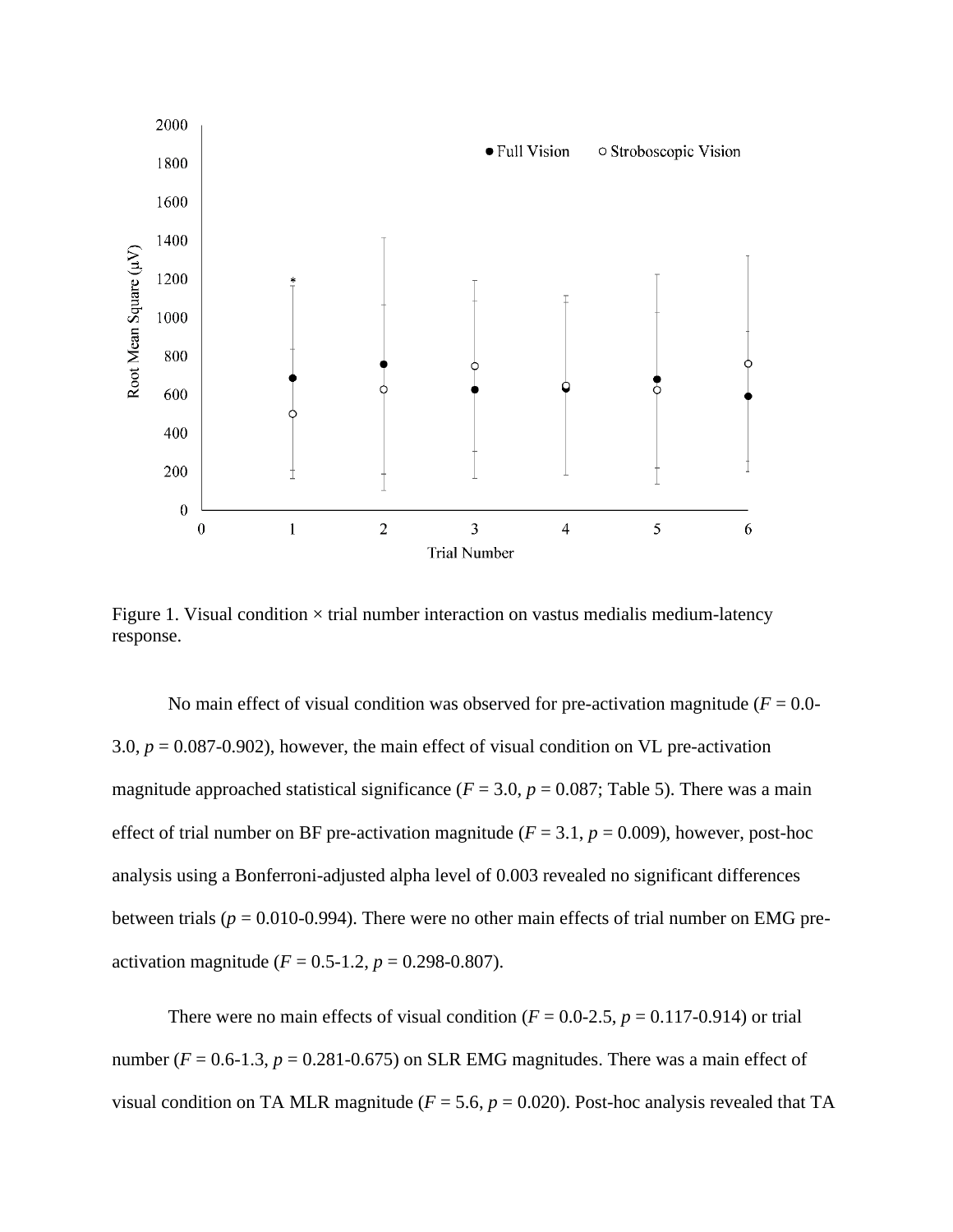Figure 1. Visual condition × trial number interaction on vastus medialis medium-latency response.

No main effect of visual condition was observed for pre-activation magnitude (*F* = 0.0-3.0, *p* = 0.087-0.902), however, the main effect of visual condition on VL pre-activation magnitude approached statistical significance (*F* = 3.0, *p* = 0.087; Table 5). There was a main effect of trial number on BF pre-activation magnitude (*F* = 3.1, *p* = 0.009), however, post-hoc analysis using a Bonferroni-adjusted alpha level of 0.003 revealed no significant differences between trials (*p* = 0.010-0.994). There were no other main effects of trial number on EMG pre-activation magnitude (*F* = 0.5-1.2, *p* = 0.298-0.807).

There were no main effects of visual condition (*F* = 0.0-2.5, *p* = 0.117-0.914) or trial number (*F* = 0.6-1.3, *p* = 0.281-0.675) on SLR EMG magnitudes. There was a main effect of visual condition on TA MLR magnitude (*F* = 5.6, *p* = 0.020). Post-hoc analysis revealed that TA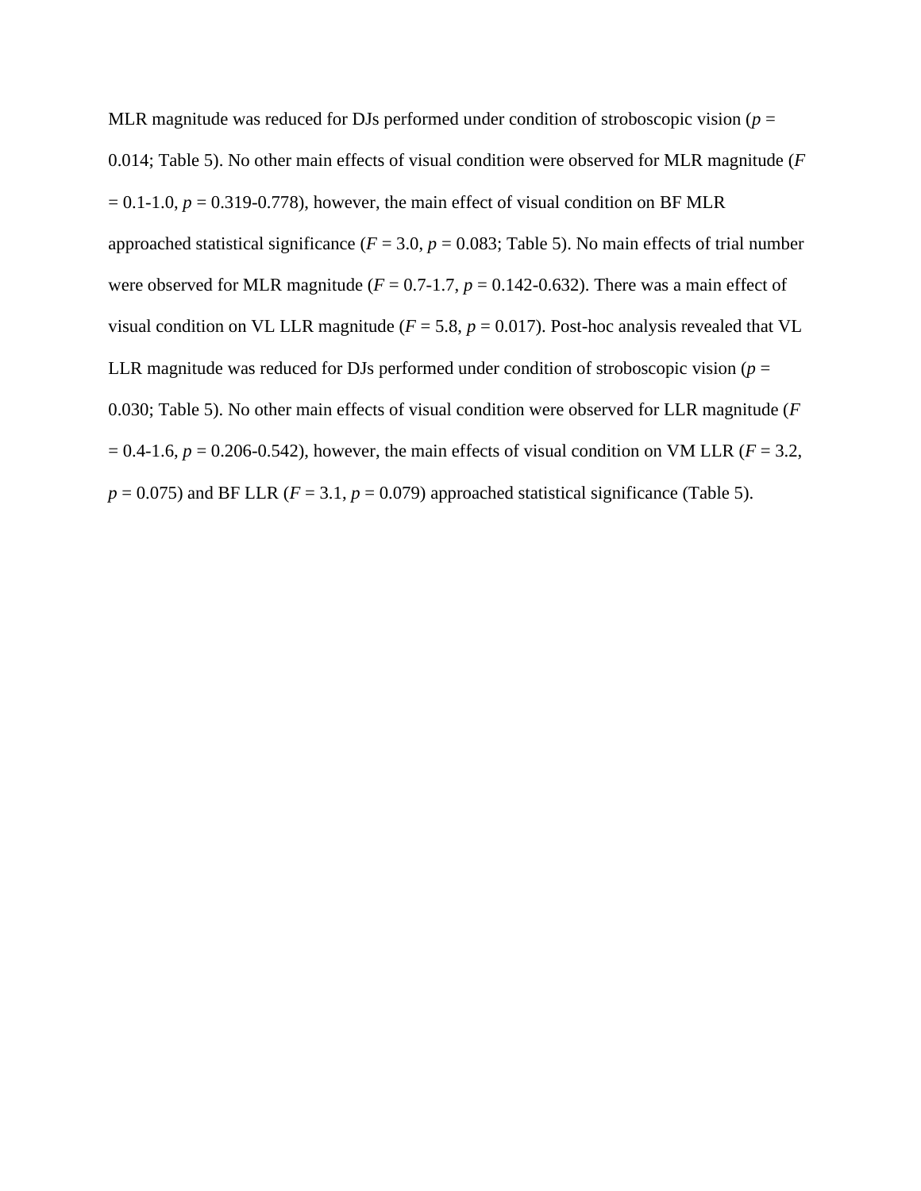MLR magnitude was reduced for DJs performed under condition of stroboscopic vision ($p$ = 0.014; Table 5). No other main effects of visual condition were observed for MLR magnitude ($F$ = 0.1-1.0, $p$ = 0.319-0.778), however, the main effect of visual condition on BF MLR approached statistical significance ($F$ = 3.0, $p$ = 0.083; Table 5). No main effects of trial number were observed for MLR magnitude ($F$ = 0.7-1.7, $p$ = 0.142-0.632). There was a main effect of visual condition on VL LLR magnitude ($F$ = 5.8, $p$ = 0.017). Post-hoc analysis revealed that VL LLR magnitude was reduced for DJs performed under condition of stroboscopic vision ($p$ = 0.030; Table 5). No other main effects of visual condition were observed for LLR magnitude ($F$ = 0.4-1.6, $p$ = 0.206-0.542), however, the main effects of visual condition on VM LLR ($F$ = 3.2, $p$ = 0.075) and BF LLR ($F$ = 3.1, $p$ = 0.079) approached statistical significance (Table 5).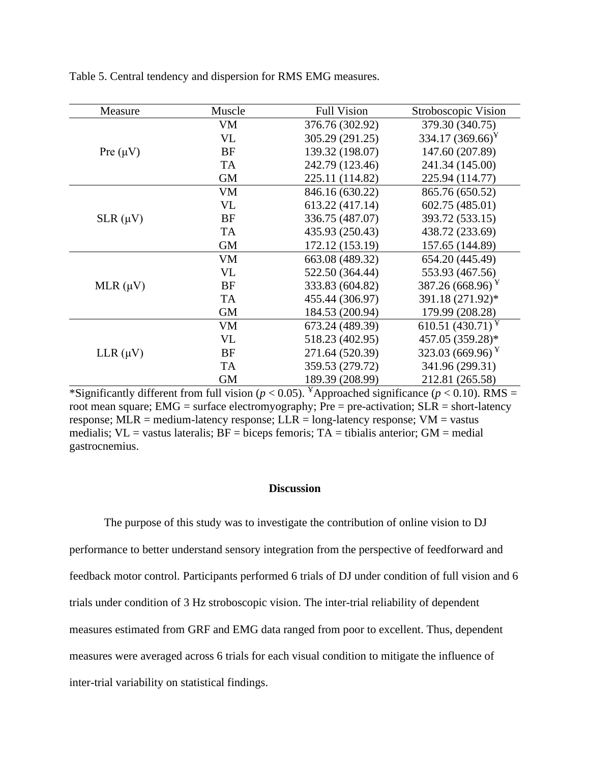Table 5. Central tendency and dispersion for RMS EMG measures.

| Measure | Muscle | Full Vision | Stroboscopic Vision |
|---|---|---|---|
| Pre (μV) | VM | 376.76 (302.92) | 379.30 (340.75) |
| | VL | 305.29 (291.25) | 334.17 (369.66)¥ |
| | BF | 139.32 (198.07) | 147.60 (207.89) |
| | TA | 242.79 (123.46) | 241.34 (145.00) |
| | GM | 225.11 (114.82) | 225.94 (114.77) |
| SLR (μV) | VM | 846.16 (630.22) | 865.76 (650.52) |
| | VL | 613.22 (417.14) | 602.75 (485.01) |
| | BF | 336.75 (487.07) | 393.72 (533.15) |
| | TA | 435.93 (250.43) | 438.72 (233.69) |
| | GM | 172.12 (153.19) | 157.65 (144.89) |
| MLR (μV) | VM | 663.08 (489.32) | 654.20 (445.49) |
| | VL | 522.50 (364.44) | 553.93 (467.56) |
| | BF | 333.83 (604.82) | 387.26 (668.96) ¥ |
| | TA | 455.44 (306.97) | 391.18 (271.92)* |
| | GM | 184.53 (200.94) | 179.99 (208.28) |
| LLR (μV) | VM | 673.24 (489.39) | 610.51 (430.71) ¥ |
| | VL | 518.23 (402.95) | 457.05 (359.28)* |
| | BF | 271.64 (520.39) | 323.03 (669.96) ¥ |
| | TA | 359.53 (279.72) | 341.96 (299.31) |
| | GM | 189.39 (208.99) | 212.81 (265.58) |

*Significantly different from full vision ($p < 0.05$). ¥Approached significance ($p < 0.10$). RMS = root mean square; EMG = surface electromyography; Pre = pre-activation; SLR = short-latency response; MLR = medium-latency response; LLR = long-latency response; VM = vastus medialis; VL = vastus lateralis; BF = biceps femoris; TA = tibialis anterior; GM = medial gastrocnemius.

## Discussion

The purpose of this study was to investigate the contribution of online vision to DJ performance to better understand sensory integration from the perspective of feedforward and feedback motor control. Participants performed 6 trials of DJ under condition of full vision and 6 trials under condition of 3 Hz stroboscopic vision. The inter-trial reliability of dependent measures estimated from GRF and EMG data ranged from poor to excellent. Thus, dependent measures were averaged across 6 trials for each visual condition to mitigate the influence of inter-trial variability on statistical findings.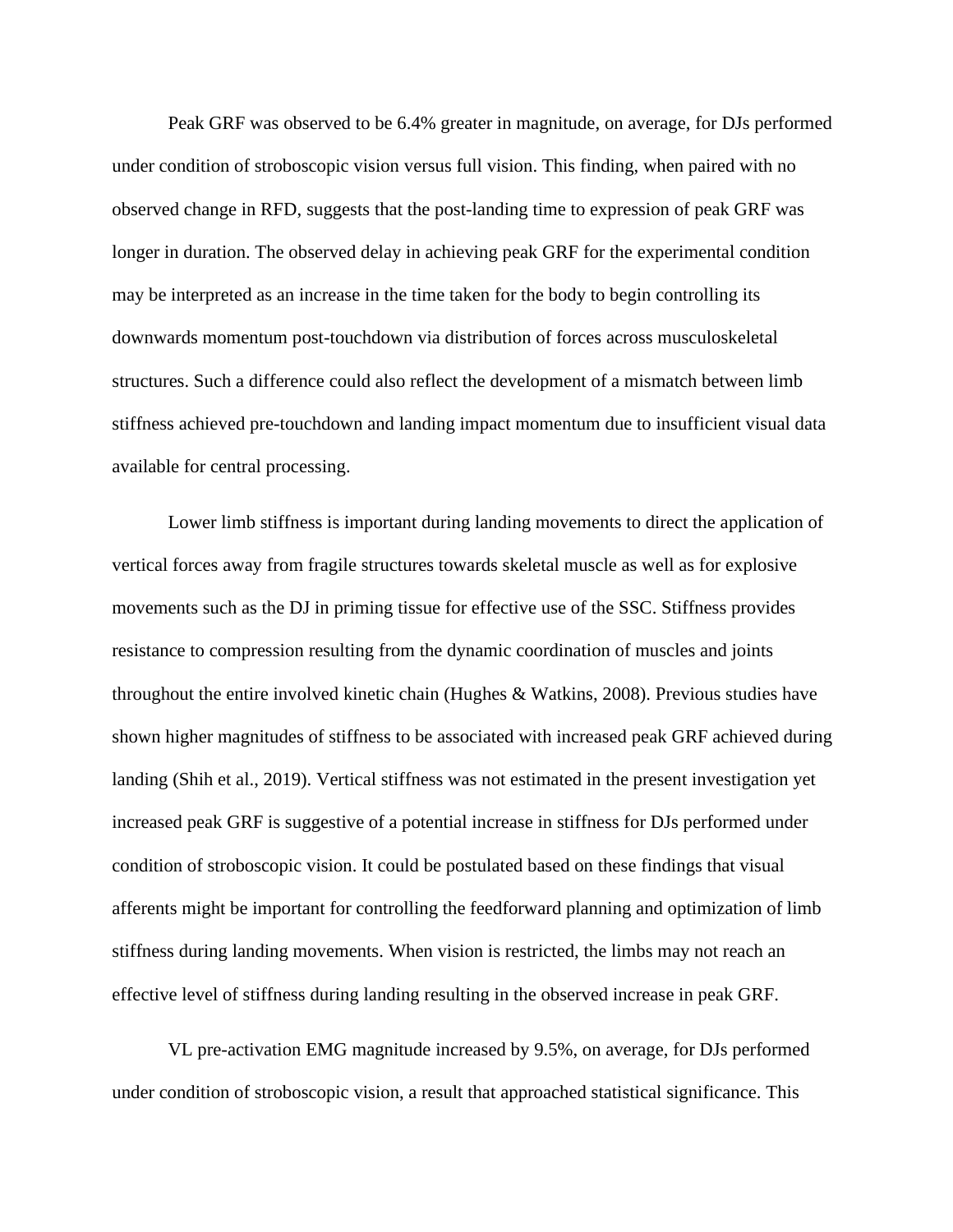Peak GRF was observed to be 6.4% greater in magnitude, on average, for DJs performed under condition of stroboscopic vision versus full vision. This finding, when paired with no observed change in RFD, suggests that the post-landing time to expression of peak GRF was longer in duration. The observed delay in achieving peak GRF for the experimental condition may be interpreted as an increase in the time taken for the body to begin controlling its downwards momentum post-touchdown via distribution of forces across musculoskeletal structures. Such a difference could also reflect the development of a mismatch between limb stiffness achieved pre-touchdown and landing impact momentum due to insufficient visual data available for central processing.

Lower limb stiffness is important during landing movements to direct the application of vertical forces away from fragile structures towards skeletal muscle as well as for explosive movements such as the DJ in priming tissue for effective use of the SSC. Stiffness provides resistance to compression resulting from the dynamic coordination of muscles and joints throughout the entire involved kinetic chain (Hughes & Watkins, 2008). Previous studies have shown higher magnitudes of stiffness to be associated with increased peak GRF achieved during landing (Shih et al., 2019). Vertical stiffness was not estimated in the present investigation yet increased peak GRF is suggestive of a potential increase in stiffness for DJs performed under condition of stroboscopic vision. It could be postulated based on these findings that visual afferents might be important for controlling the feedforward planning and optimization of limb stiffness during landing movements. When vision is restricted, the limbs may not reach an effective level of stiffness during landing resulting in the observed increase in peak GRF.

VL pre-activation EMG magnitude increased by 9.5%, on average, for DJs performed under condition of stroboscopic vision, a result that approached statistical significance. This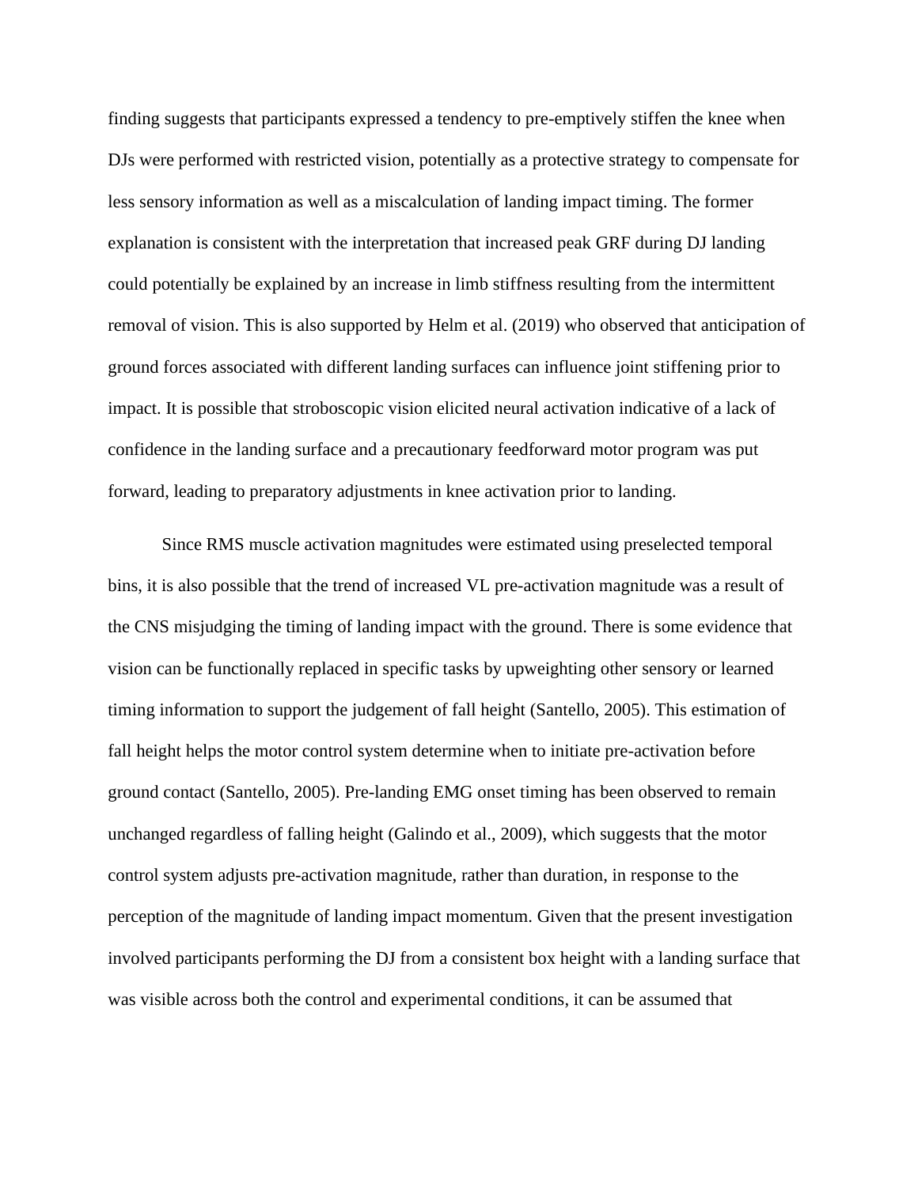finding suggests that participants expressed a tendency to pre-emptively stiffen the knee when DJs were performed with restricted vision, potentially as a protective strategy to compensate for less sensory information as well as a miscalculation of landing impact timing. The former explanation is consistent with the interpretation that increased peak GRF during DJ landing could potentially be explained by an increase in limb stiffness resulting from the intermittent removal of vision. This is also supported by Helm et al. (2019) who observed that anticipation of ground forces associated with different landing surfaces can influence joint stiffening prior to impact. It is possible that stroboscopic vision elicited neural activation indicative of a lack of confidence in the landing surface and a precautionary feedforward motor program was put forward, leading to preparatory adjustments in knee activation prior to landing.

Since RMS muscle activation magnitudes were estimated using preselected temporal bins, it is also possible that the trend of increased VL pre-activation magnitude was a result of the CNS misjudging the timing of landing impact with the ground. There is some evidence that vision can be functionally replaced in specific tasks by upweighting other sensory or learned timing information to support the judgement of fall height (Santello, 2005). This estimation of fall height helps the motor control system determine when to initiate pre-activation before ground contact (Santello, 2005). Pre-landing EMG onset timing has been observed to remain unchanged regardless of falling height (Galindo et al., 2009), which suggests that the motor control system adjusts pre-activation magnitude, rather than duration, in response to the perception of the magnitude of landing impact momentum. Given that the present investigation involved participants performing the DJ from a consistent box height with a landing surface that was visible across both the control and experimental conditions, it can be assumed that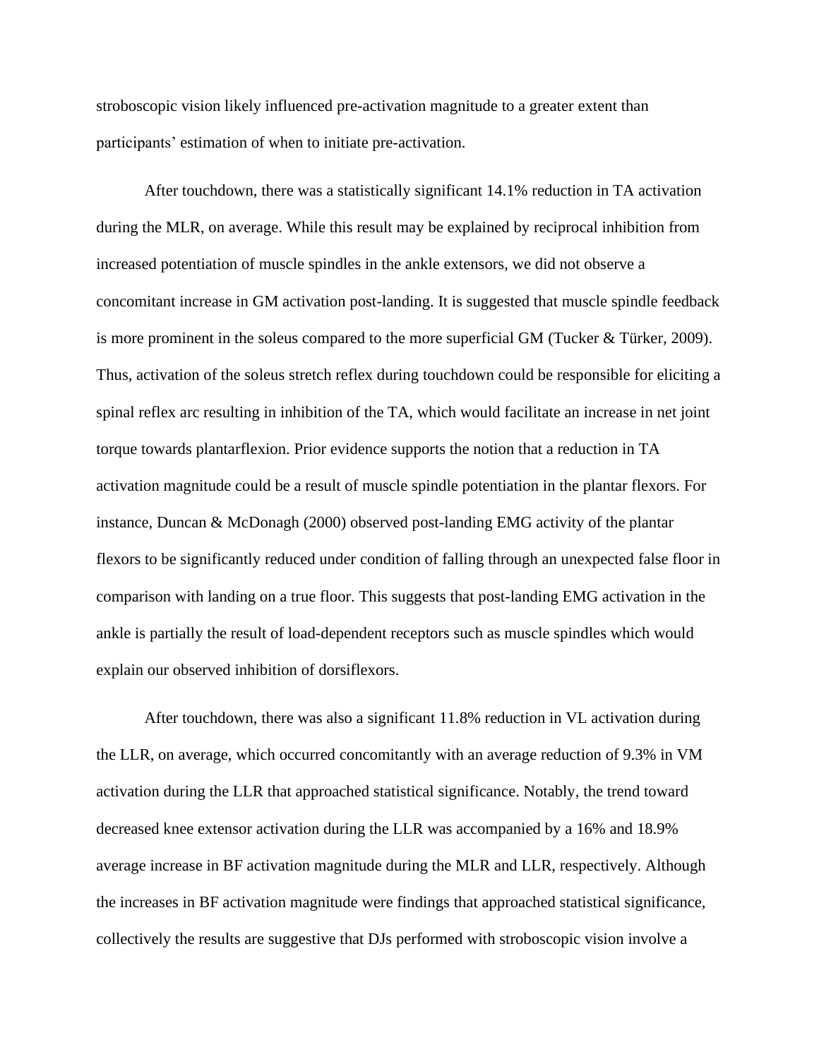stroboscopic vision likely influenced pre-activation magnitude to a greater extent than participants' estimation of when to initiate pre-activation.

After touchdown, there was a statistically significant 14.1% reduction in TA activation during the MLR, on average. While this result may be explained by reciprocal inhibition from increased potentiation of muscle spindles in the ankle extensors, we did not observe a concomitant increase in GM activation post-landing. It is suggested that muscle spindle feedback is more prominent in the soleus compared to the more superficial GM (Tucker & Türker, 2009). Thus, activation of the soleus stretch reflex during touchdown could be responsible for eliciting a spinal reflex arc resulting in inhibition of the TA, which would facilitate an increase in net joint torque towards plantarflexion. Prior evidence supports the notion that a reduction in TA activation magnitude could be a result of muscle spindle potentiation in the plantar flexors. For instance, Duncan & McDonagh (2000) observed post-landing EMG activity of the plantar flexors to be significantly reduced under condition of falling through an unexpected false floor in comparison with landing on a true floor. This suggests that post-landing EMG activation in the ankle is partially the result of load-dependent receptors such as muscle spindles which would explain our observed inhibition of dorsiflexors.

After touchdown, there was also a significant 11.8% reduction in VL activation during the LLR, on average, which occurred concomitantly with an average reduction of 9.3% in VM activation during the LLR that approached statistical significance. Notably, the trend toward decreased knee extensor activation during the LLR was accompanied by a 16% and 18.9% average increase in BF activation magnitude during the MLR and LLR, respectively. Although the increases in BF activation magnitude were findings that approached statistical significance, collectively the results are suggestive that DJs performed with stroboscopic vision involve a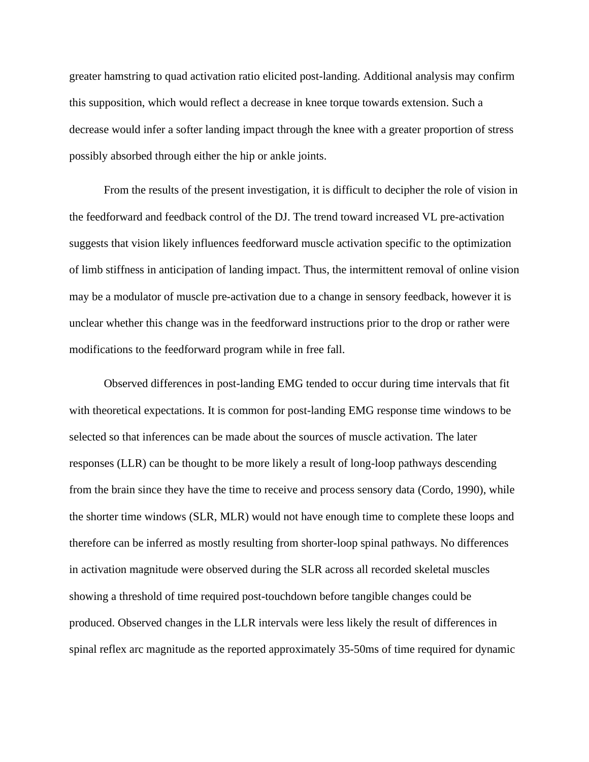greater hamstring to quad activation ratio elicited post-landing. Additional analysis may confirm this supposition, which would reflect a decrease in knee torque towards extension. Such a decrease would infer a softer landing impact through the knee with a greater proportion of stress possibly absorbed through either the hip or ankle joints.

From the results of the present investigation, it is difficult to decipher the role of vision in the feedforward and feedback control of the DJ. The trend toward increased VL pre-activation suggests that vision likely influences feedforward muscle activation specific to the optimization of limb stiffness in anticipation of landing impact. Thus, the intermittent removal of online vision may be a modulator of muscle pre-activation due to a change in sensory feedback, however it is unclear whether this change was in the feedforward instructions prior to the drop or rather were modifications to the feedforward program while in free fall.

Observed differences in post-landing EMG tended to occur during time intervals that fit with theoretical expectations. It is common for post-landing EMG response time windows to be selected so that inferences can be made about the sources of muscle activation. The later responses (LLR) can be thought to be more likely a result of long-loop pathways descending from the brain since they have the time to receive and process sensory data (Cordo, 1990), while the shorter time windows (SLR, MLR) would not have enough time to complete these loops and therefore can be inferred as mostly resulting from shorter-loop spinal pathways. No differences in activation magnitude were observed during the SLR across all recorded skeletal muscles showing a threshold of time required post-touchdown before tangible changes could be produced. Observed changes in the LLR intervals were less likely the result of differences in spinal reflex arc magnitude as the reported approximately 35-50ms of time required for dynamic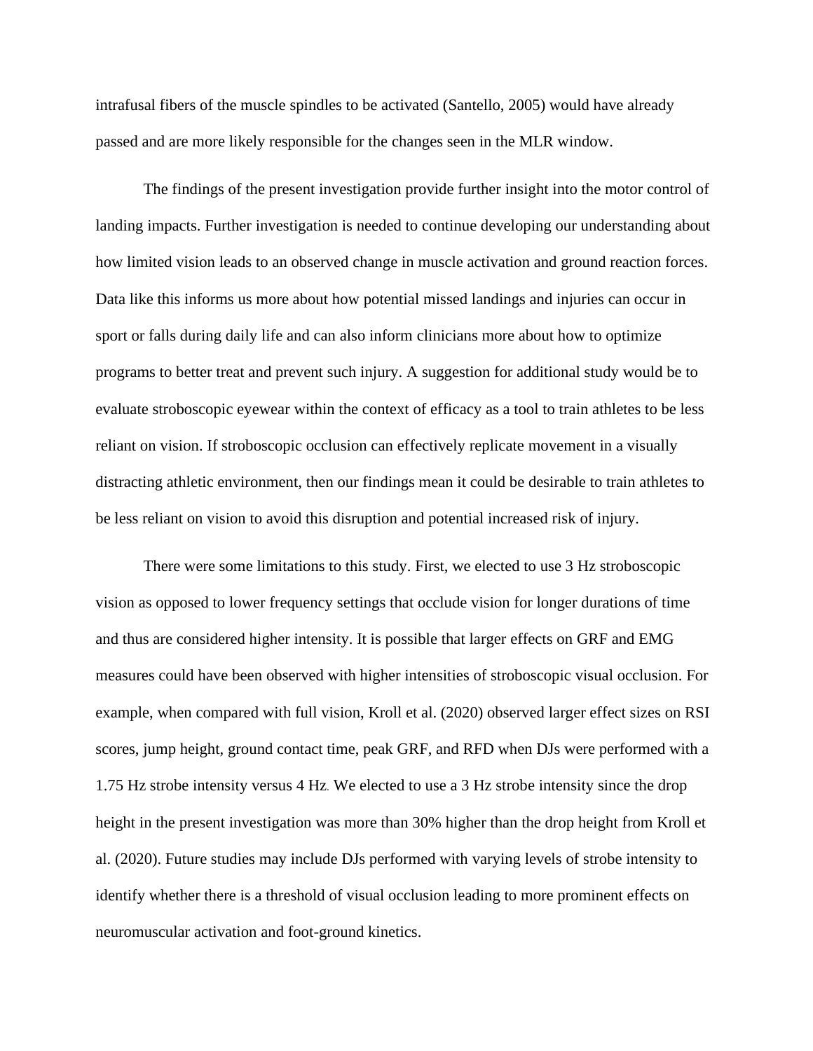intrafusal fibers of the muscle spindles to be activated (Santello, 2005) would have already passed and are more likely responsible for the changes seen in the MLR window.

The findings of the present investigation provide further insight into the motor control of landing impacts. Further investigation is needed to continue developing our understanding about how limited vision leads to an observed change in muscle activation and ground reaction forces. Data like this informs us more about how potential missed landings and injuries can occur in sport or falls during daily life and can also inform clinicians more about how to optimize programs to better treat and prevent such injury. A suggestion for additional study would be to evaluate stroboscopic eyewear within the context of efficacy as a tool to train athletes to be less reliant on vision. If stroboscopic occlusion can effectively replicate movement in a visually distracting athletic environment, then our findings mean it could be desirable to train athletes to be less reliant on vision to avoid this disruption and potential increased risk of injury.

There were some limitations to this study. First, we elected to use 3 Hz stroboscopic vision as opposed to lower frequency settings that occlude vision for longer durations of time and thus are considered higher intensity. It is possible that larger effects on GRF and EMG measures could have been observed with higher intensities of stroboscopic visual occlusion. For example, when compared with full vision, Kroll et al. (2020) observed larger effect sizes on RSI scores, jump height, ground contact time, peak GRF, and RFD when DJs were performed with a 1.75 Hz strobe intensity versus 4 Hz. We elected to use a 3 Hz strobe intensity since the drop height in the present investigation was more than 30% higher than the drop height from Kroll et al. (2020). Future studies may include DJs performed with varying levels of strobe intensity to identify whether there is a threshold of visual occlusion leading to more prominent effects on neuromuscular activation and foot-ground kinetics.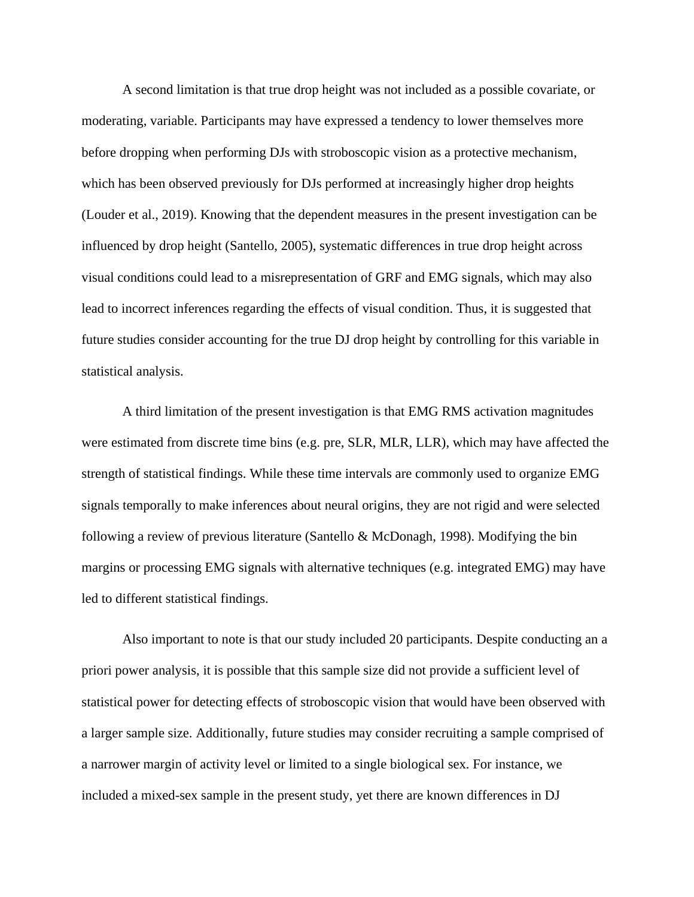A second limitation is that true drop height was not included as a possible covariate, or moderating, variable. Participants may have expressed a tendency to lower themselves more before dropping when performing DJs with stroboscopic vision as a protective mechanism, which has been observed previously for DJs performed at increasingly higher drop heights (Louder et al., 2019). Knowing that the dependent measures in the present investigation can be influenced by drop height (Santello, 2005), systematic differences in true drop height across visual conditions could lead to a misrepresentation of GRF and EMG signals, which may also lead to incorrect inferences regarding the effects of visual condition. Thus, it is suggested that future studies consider accounting for the true DJ drop height by controlling for this variable in statistical analysis.

A third limitation of the present investigation is that EMG RMS activation magnitudes were estimated from discrete time bins (e.g. pre, SLR, MLR, LLR), which may have affected the strength of statistical findings. While these time intervals are commonly used to organize EMG signals temporally to make inferences about neural origins, they are not rigid and were selected following a review of previous literature (Santello & McDonagh, 1998). Modifying the bin margins or processing EMG signals with alternative techniques (e.g. integrated EMG) may have led to different statistical findings.

Also important to note is that our study included 20 participants. Despite conducting an a priori power analysis, it is possible that this sample size did not provide a sufficient level of statistical power for detecting effects of stroboscopic vision that would have been observed with a larger sample size. Additionally, future studies may consider recruiting a sample comprised of a narrower margin of activity level or limited to a single biological sex. For instance, we included a mixed-sex sample in the present study, yet there are known differences in DJ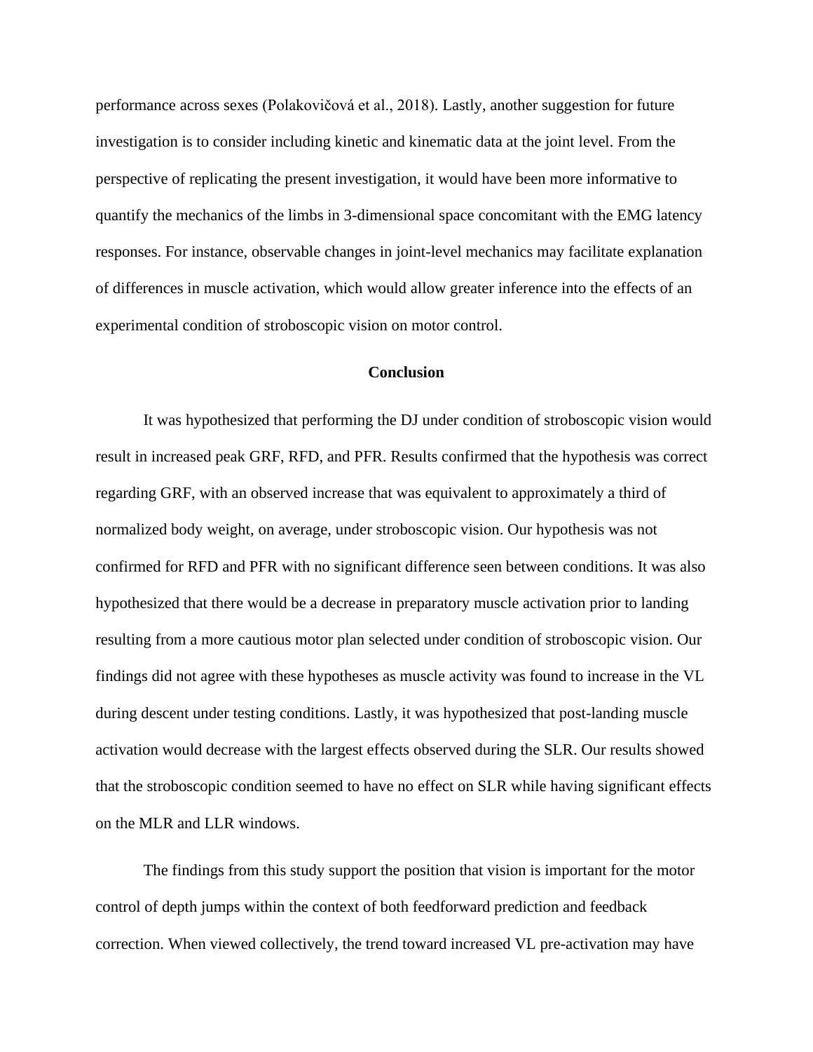performance across sexes (Polakovičová et al., 2018). Lastly, another suggestion for future investigation is to consider including kinetic and kinematic data at the joint level. From the perspective of replicating the present investigation, it would have been more informative to quantify the mechanics of the limbs in 3-dimensional space concomitant with the EMG latency responses. For instance, observable changes in joint-level mechanics may facilitate explanation of differences in muscle activation, which would allow greater inference into the effects of an experimental condition of stroboscopic vision on motor control.

## Conclusion

It was hypothesized that performing the DJ under condition of stroboscopic vision would result in increased peak GRF, RFD, and PFR. Results confirmed that the hypothesis was correct regarding GRF, with an observed increase that was equivalent to approximately a third of normalized body weight, on average, under stroboscopic vision. Our hypothesis was not confirmed for RFD and PFR with no significant difference seen between conditions. It was also hypothesized that there would be a decrease in preparatory muscle activation prior to landing resulting from a more cautious motor plan selected under condition of stroboscopic vision. Our findings did not agree with these hypotheses as muscle activity was found to increase in the VL during descent under testing conditions. Lastly, it was hypothesized that post-landing muscle activation would decrease with the largest effects observed during the SLR. Our results showed that the stroboscopic condition seemed to have no effect on SLR while having significant effects on the MLR and LLR windows.

The findings from this study support the position that vision is important for the motor control of depth jumps within the context of both feedforward prediction and feedback correction. When viewed collectively, the trend toward increased VL pre-activation may have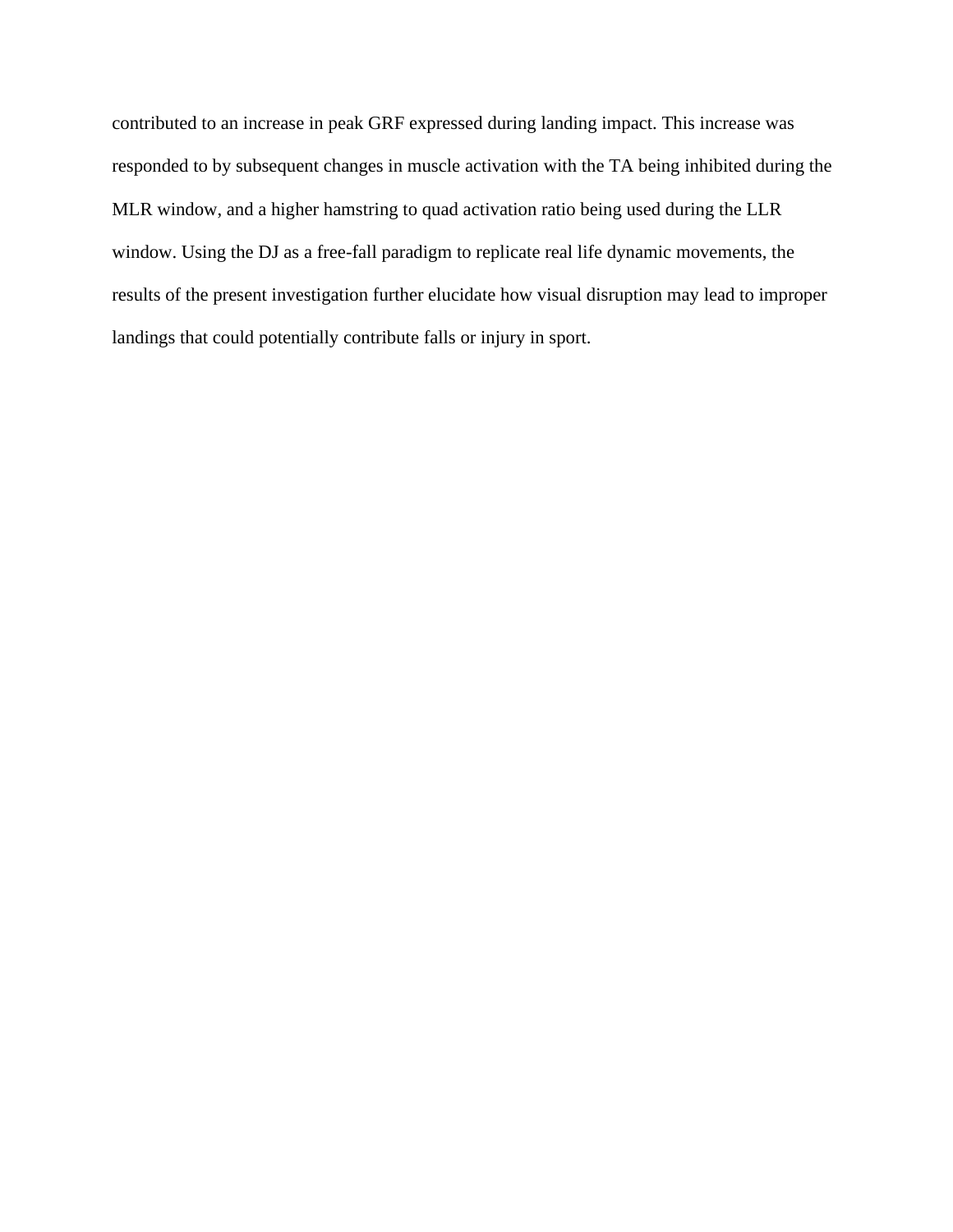contributed to an increase in peak GRF expressed during landing impact. This increase was responded to by subsequent changes in muscle activation with the TA being inhibited during the MLR window, and a higher hamstring to quad activation ratio being used during the LLR window. Using the DJ as a free-fall paradigm to replicate real life dynamic movements, the results of the present investigation further elucidate how visual disruption may lead to improper landings that could potentially contribute falls or injury in sport.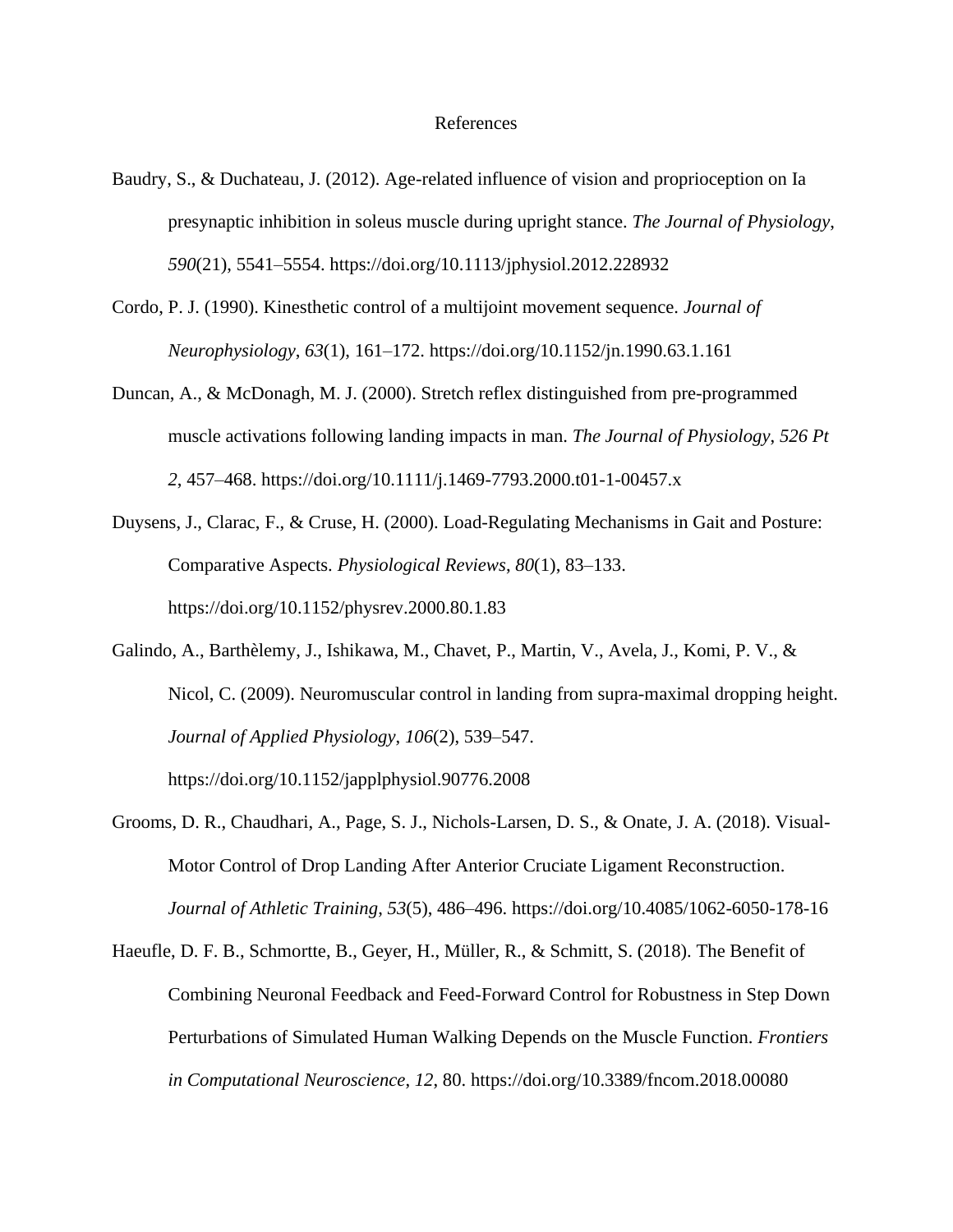# References

Baudry, S., & Duchateau, J. (2012). Age-related influence of vision and proprioception on Ia presynaptic inhibition in soleus muscle during upright stance. *The Journal of Physiology*, *590*(21), 5541–5554. https://doi.org/10.1113/jphysiol.2012.228932

Cordo, P. J. (1990). Kinesthetic control of a multijoint movement sequence. *Journal of Neurophysiology*, *63*(1), 161–172. https://doi.org/10.1152/jn.1990.63.1.161

Duncan, A., & McDonagh, M. J. (2000). Stretch reflex distinguished from pre-programmed muscle activations following landing impacts in man. *The Journal of Physiology*, *526 Pt 2*, 457–468. https://doi.org/10.1111/j.1469-7793.2000.t01-1-00457.x

Duysens, J., Clarac, F., & Cruse, H. (2000). Load-Regulating Mechanisms in Gait and Posture: Comparative Aspects. *Physiological Reviews*, *80*(1), 83–133. https://doi.org/10.1152/physrev.2000.80.1.83

Galindo, A., Barthèlemy, J., Ishikawa, M., Chavet, P., Martin, V., Avela, J., Komi, P. V., & Nicol, C. (2009). Neuromuscular control in landing from supra-maximal dropping height. *Journal of Applied Physiology*, *106*(2), 539–547. https://doi.org/10.1152/japplphysiol.90776.2008

Grooms, D. R., Chaudhari, A., Page, S. J., Nichols-Larsen, D. S., & Onate, J. A. (2018). Visual-Motor Control of Drop Landing After Anterior Cruciate Ligament Reconstruction. *Journal of Athletic Training*, *53*(5), 486–496. https://doi.org/10.4085/1062-6050-178-16

Haeufle, D. F. B., Schmortte, B., Geyer, H., Müller, R., & Schmitt, S. (2018). The Benefit of Combining Neuronal Feedback and Feed-Forward Control for Robustness in Step Down Perturbations of Simulated Human Walking Depends on the Muscle Function. *Frontiers in Computational Neuroscience*, *12*, 80. https://doi.org/10.3389/fncom.2018.00080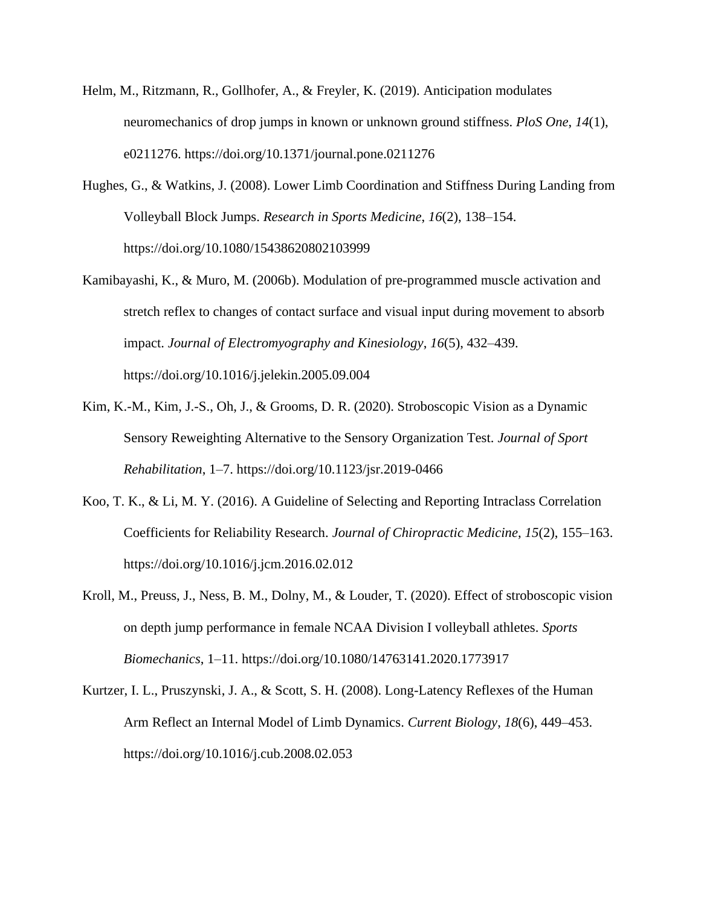Helm, M., Ritzmann, R., Gollhofer, A., & Freyler, K. (2019). Anticipation modulates neuromechanics of drop jumps in known or unknown ground stiffness. *PloS One*, *14*(1), e0211276. https://doi.org/10.1371/journal.pone.0211276

Hughes, G., & Watkins, J. (2008). Lower Limb Coordination and Stiffness During Landing from Volleyball Block Jumps. *Research in Sports Medicine*, *16*(2), 138–154. https://doi.org/10.1080/15438620802103999

Kamibayashi, K., & Muro, M. (2006b). Modulation of pre-programmed muscle activation and stretch reflex to changes of contact surface and visual input during movement to absorb impact. *Journal of Electromyography and Kinesiology*, *16*(5), 432–439. https://doi.org/10.1016/j.jelekin.2005.09.004

Kim, K.-M., Kim, J.-S., Oh, J., & Grooms, D. R. (2020). Stroboscopic Vision as a Dynamic Sensory Reweighting Alternative to the Sensory Organization Test. *Journal of Sport Rehabilitation*, 1–7. https://doi.org/10.1123/jsr.2019-0466

Koo, T. K., & Li, M. Y. (2016). A Guideline of Selecting and Reporting Intraclass Correlation Coefficients for Reliability Research. *Journal of Chiropractic Medicine*, *15*(2), 155–163. https://doi.org/10.1016/j.jcm.2016.02.012

Kroll, M., Preuss, J., Ness, B. M., Dolny, M., & Louder, T. (2020). Effect of stroboscopic vision on depth jump performance in female NCAA Division I volleyball athletes. *Sports Biomechanics*, 1–11. https://doi.org/10.1080/14763141.2020.1773917

Kurtzer, I. L., Pruszynski, J. A., & Scott, S. H. (2008). Long-Latency Reflexes of the Human Arm Reflect an Internal Model of Limb Dynamics. *Current Biology*, *18*(6), 449–453. https://doi.org/10.1016/j.cub.2008.02.053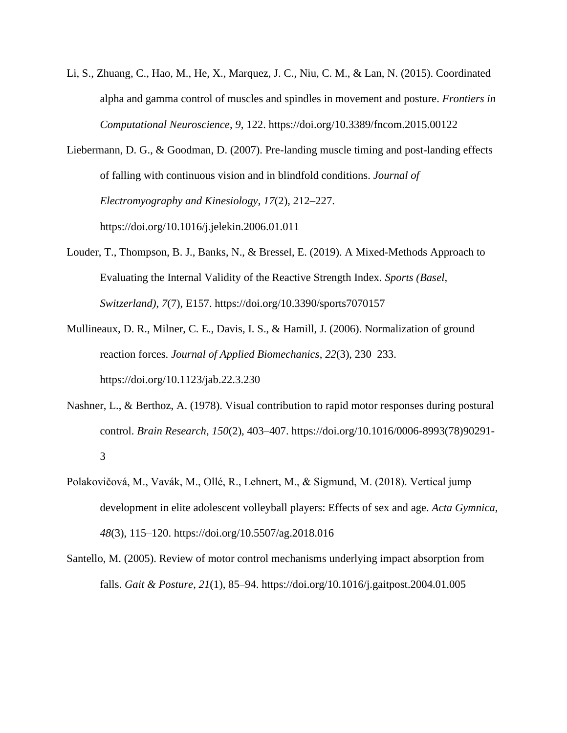Li, S., Zhuang, C., Hao, M., He, X., Marquez, J. C., Niu, C. M., & Lan, N. (2015). Coordinated alpha and gamma control of muscles and spindles in movement and posture. *Frontiers in Computational Neuroscience*, *9*, 122. https://doi.org/10.3389/fncom.2015.00122

Liebermann, D. G., & Goodman, D. (2007). Pre-landing muscle timing and post-landing effects of falling with continuous vision and in blindfold conditions. *Journal of Electromyography and Kinesiology*, *17*(2), 212–227. https://doi.org/10.1016/j.jelekin.2006.01.011

Louder, T., Thompson, B. J., Banks, N., & Bressel, E. (2019). A Mixed-Methods Approach to Evaluating the Internal Validity of the Reactive Strength Index. *Sports (Basel, Switzerland)*, *7*(7), E157. https://doi.org/10.3390/sports7070157

Mullineaux, D. R., Milner, C. E., Davis, I. S., & Hamill, J. (2006). Normalization of ground reaction forces. *Journal of Applied Biomechanics*, *22*(3), 230–233. https://doi.org/10.1123/jab.22.3.230

Nashner, L., & Berthoz, A. (1978). Visual contribution to rapid motor responses during postural control. *Brain Research*, *150*(2), 403–407. https://doi.org/10.1016/0006-8993(78)90291-3

Polakovičová, M., Vavák, M., Ollé, R., Lehnert, M., & Sigmund, M. (2018). Vertical jump development in elite adolescent volleyball players: Effects of sex and age. *Acta Gymnica*, *48*(3), 115–120. https://doi.org/10.5507/ag.2018.016

Santello, M. (2005). Review of motor control mechanisms underlying impact absorption from falls. *Gait & Posture*, *21*(1), 85–94. https://doi.org/10.1016/j.gaitpost.2004.01.005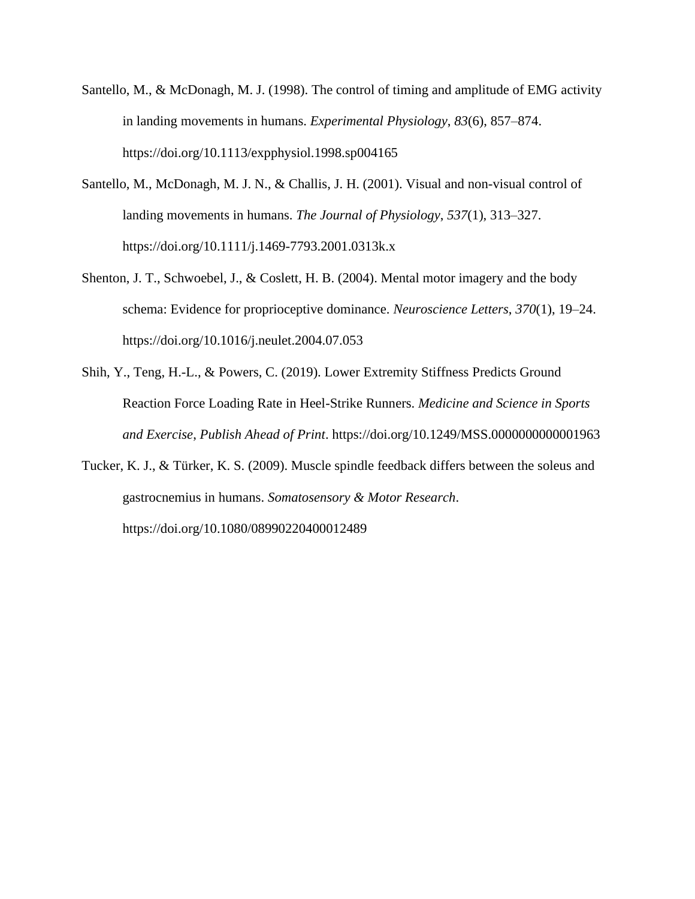Santello, M., & McDonagh, M. J. (1998). The control of timing and amplitude of EMG activity in landing movements in humans. *Experimental Physiology*, *83*(6), 857–874. https://doi.org/10.1113/expphysiol.1998.sp004165

Santello, M., McDonagh, M. J. N., & Challis, J. H. (2001). Visual and non-visual control of landing movements in humans. *The Journal of Physiology*, *537*(1), 313–327. https://doi.org/10.1111/j.1469-7793.2001.0313k.x

Shenton, J. T., Schwoebel, J., & Coslett, H. B. (2004). Mental motor imagery and the body schema: Evidence for proprioceptive dominance. *Neuroscience Letters*, *370*(1), 19–24. https://doi.org/10.1016/j.neulet.2004.07.053

Shih, Y., Teng, H.-L., & Powers, C. (2019). Lower Extremity Stiffness Predicts Ground Reaction Force Loading Rate in Heel-Strike Runners. *Medicine and Science in Sports and Exercise*, *Publish Ahead of Print*. https://doi.org/10.1249/MSS.0000000000001963

Tucker, K. J., & Türker, K. S. (2009). Muscle spindle feedback differs between the soleus and gastrocnemius in humans. *Somatosensory & Motor Research*. https://doi.org/10.1080/08990220400012489